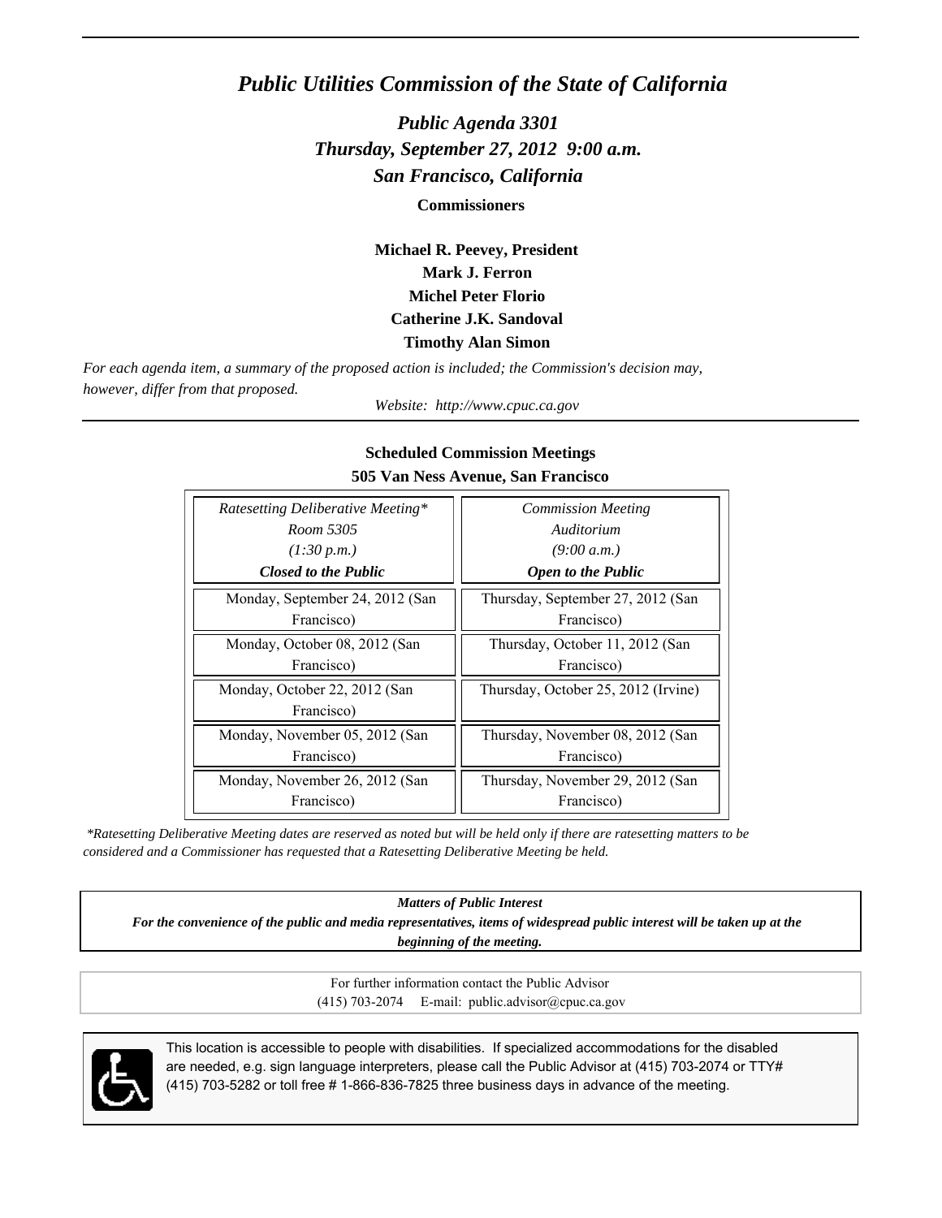# *Public Utilities Commission of the State of California*

## *Public Agenda 3301*
## *Thursday, September 27, 2012 9:00 a.m.*
## *San Francisco, California*

**Commissioners**

**Michael R. Peevey, President**
**Mark J. Ferron**
**Michel Peter Florio**
**Catherine J.K. Sandoval**
**Timothy Alan Simon**

*For each agenda item, a summary of the proposed action is included; the Commission's decision may, however, differ from that proposed.*

*Website: http://www.cpuc.ca.gov*

---

**Scheduled Commission Meetings**
**505 Van Ness Avenue, San Francisco**

| *Ratesetting Deliberative Meeting** *Room 5305* *(1:30 p.m.)* ***Closed to the Public*** | *Commission Meeting* *Auditorium* *(9:00 a.m.)* ***Open to the Public*** |
|---|---|
| Monday, September 24, 2012 (San Francisco) | Thursday, September 27, 2012 (San Francisco) |
| Monday, October 08, 2012 (San Francisco) | Thursday, October 11, 2012 (San Francisco) |
| Monday, October 22, 2012 (San Francisco) | Thursday, October 25, 2012 (Irvine) |
| Monday, November 05, 2012 (San Francisco) | Thursday, November 08, 2012 (San Francisco) |
| Monday, November 26, 2012 (San Francisco) | Thursday, November 29, 2012 (San Francisco) |

*\*Ratesetting Deliberative Meeting dates are reserved as noted but will be held only if there are ratesetting matters to be considered and a Commissioner has requested that a Ratesetting Deliberative Meeting be held.*

***Matters of Public Interest***
***For the convenience of the public and media representatives, items of widespread public interest will be taken up at the beginning of the meeting.***

For further information contact the Public Advisor
(415) 703-2074 E-mail: public.advisor@cpuc.ca.gov

This location is accessible to people with disabilities. If specialized accommodations for the disabled are needed, e.g. sign language interpreters, please call the Public Advisor at (415) 703-2074 or TTY# (415) 703-5282 or toll free # 1-866-836-7825 three business days in advance of the meeting.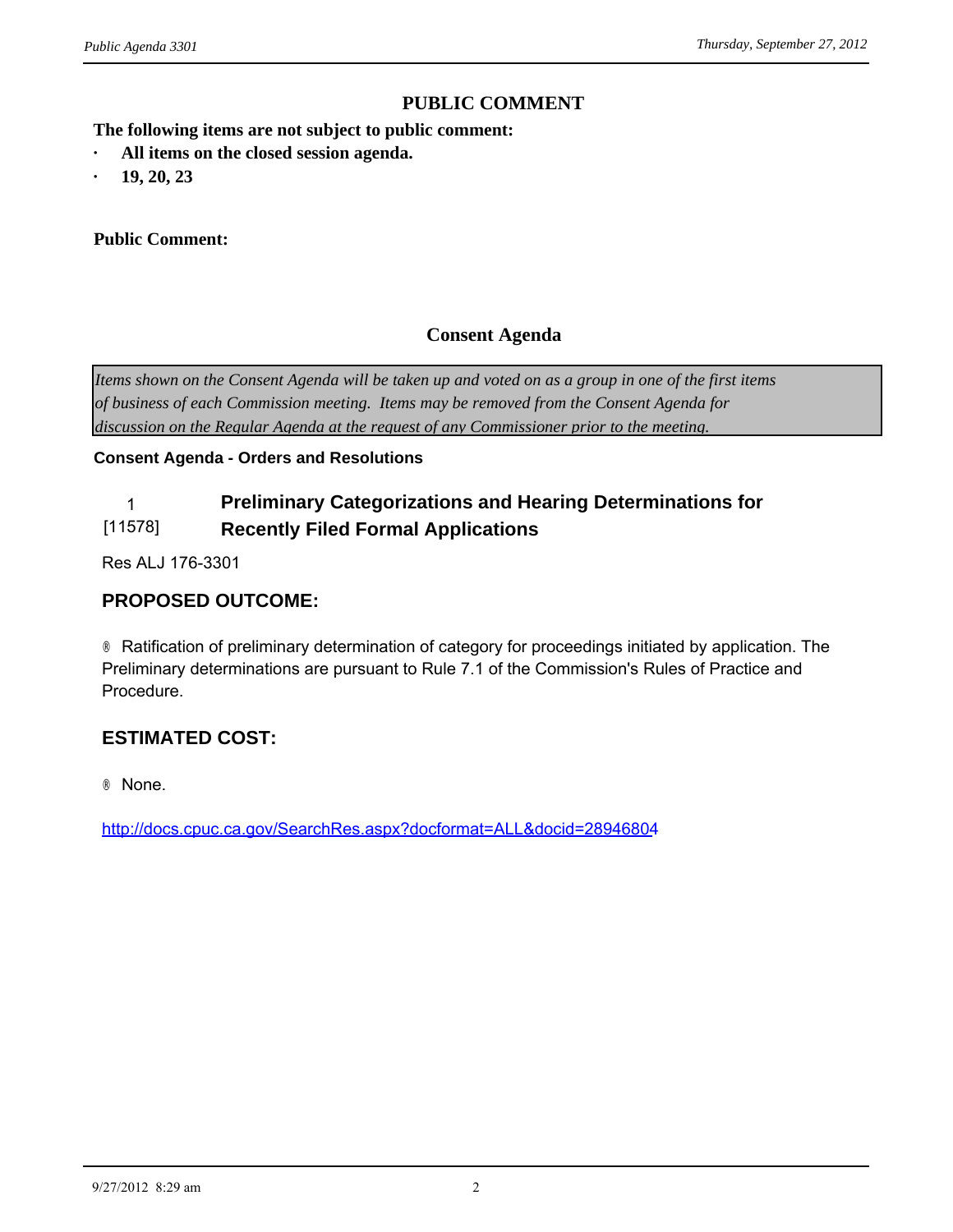## PUBLIC COMMENT

**The following items are not subject to public comment:**

- **All items on the closed session agenda.**
- **19, 20, 23**

**Public Comment:**

## Consent Agenda

*Items shown on the Consent Agenda will be taken up and voted on as a group in one of the first items of business of each Commission meeting. Items may be removed from the Consent Agenda for discussion on the Regular Agenda at the request of any Commissioner prior to the meeting.*

**Consent Agenda - Orders and Resolutions**

### 1 [11578] Preliminary Categorizations and Hearing Determinations for Recently Filed Formal Applications

Res ALJ 176-3301

### PROPOSED OUTCOME:

® Ratification of preliminary determination of category for proceedings initiated by application. The Preliminary determinations are pursuant to Rule 7.1 of the Commission's Rules of Practice and Procedure.

### ESTIMATED COST:

® None.

http://docs.cpuc.ca.gov/SearchRes.aspx?docformat=ALL&docid=28946804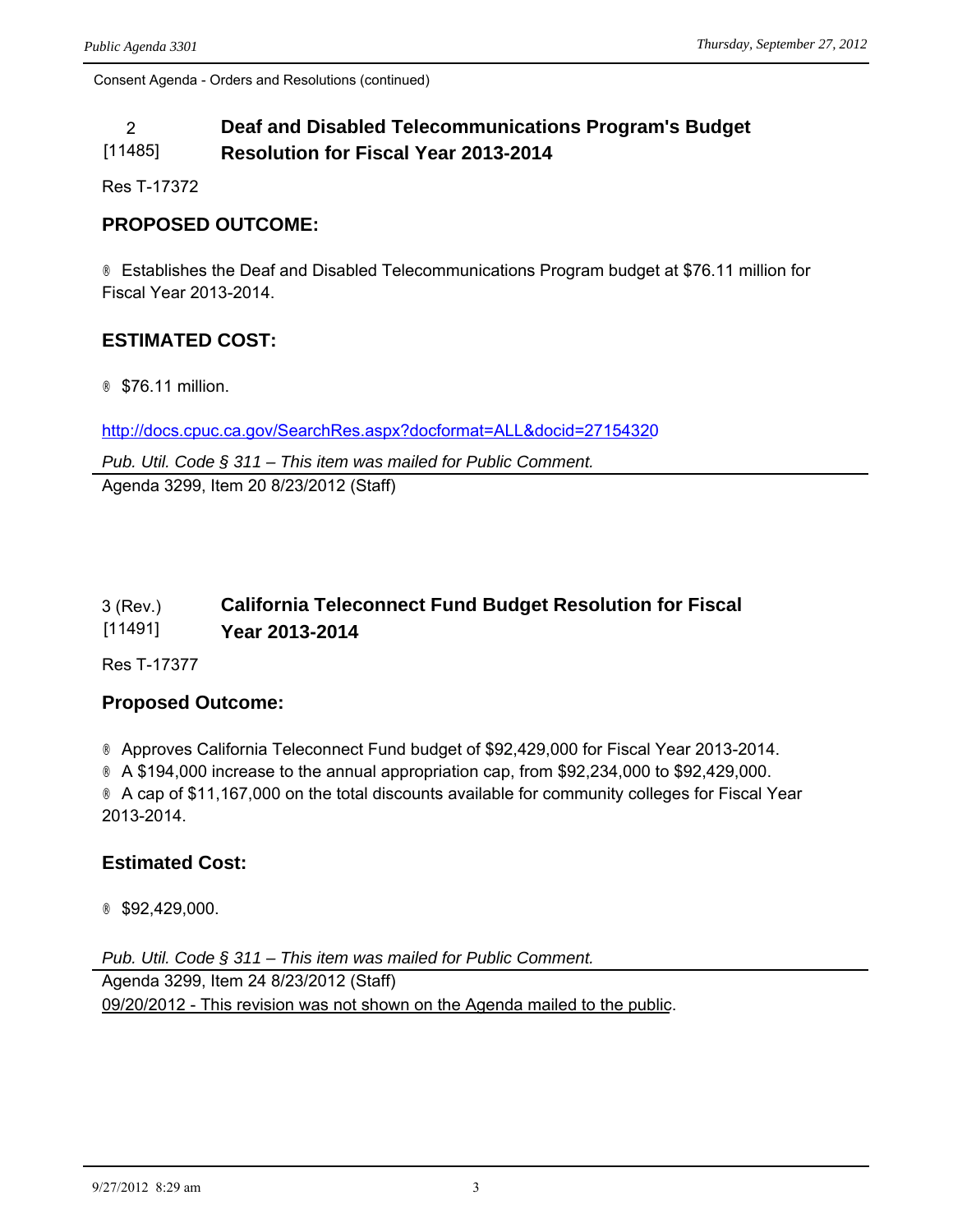Consent Agenda - Orders and Resolutions (continued)

## 2 [11485] Deaf and Disabled Telecommunications Program's Budget Resolution for Fiscal Year 2013-2014

Res T-17372

### PROPOSED OUTCOME:

® Establishes the Deaf and Disabled Telecommunications Program budget at $76.11 million for Fiscal Year 2013-2014.

### ESTIMATED COST:

® $76.11 million.

http://docs.cpuc.ca.gov/SearchRes.aspx?docformat=ALL&docid=27154320

*Pub. Util. Code § 311 – This item was mailed for Public Comment.*

Agenda 3299, Item 20 8/23/2012 (Staff)

## 3 (Rev.) [11491] California Teleconnect Fund Budget Resolution for Fiscal Year 2013-2014

Res T-17377

### Proposed Outcome:

® Approves California Teleconnect Fund budget of $92,429,000 for Fiscal Year 2013-2014.
® A $194,000 increase to the annual appropriation cap, from $92,234,000 to $92,429,000.
® A cap of $11,167,000 on the total discounts available for community colleges for Fiscal Year 2013-2014.

### Estimated Cost:

® $92,429,000.

*Pub. Util. Code § 311 – This item was mailed for Public Comment.*

Agenda 3299, Item 24 8/23/2012 (Staff)
09/20/2012 - This revision was not shown on the Agenda mailed to the public.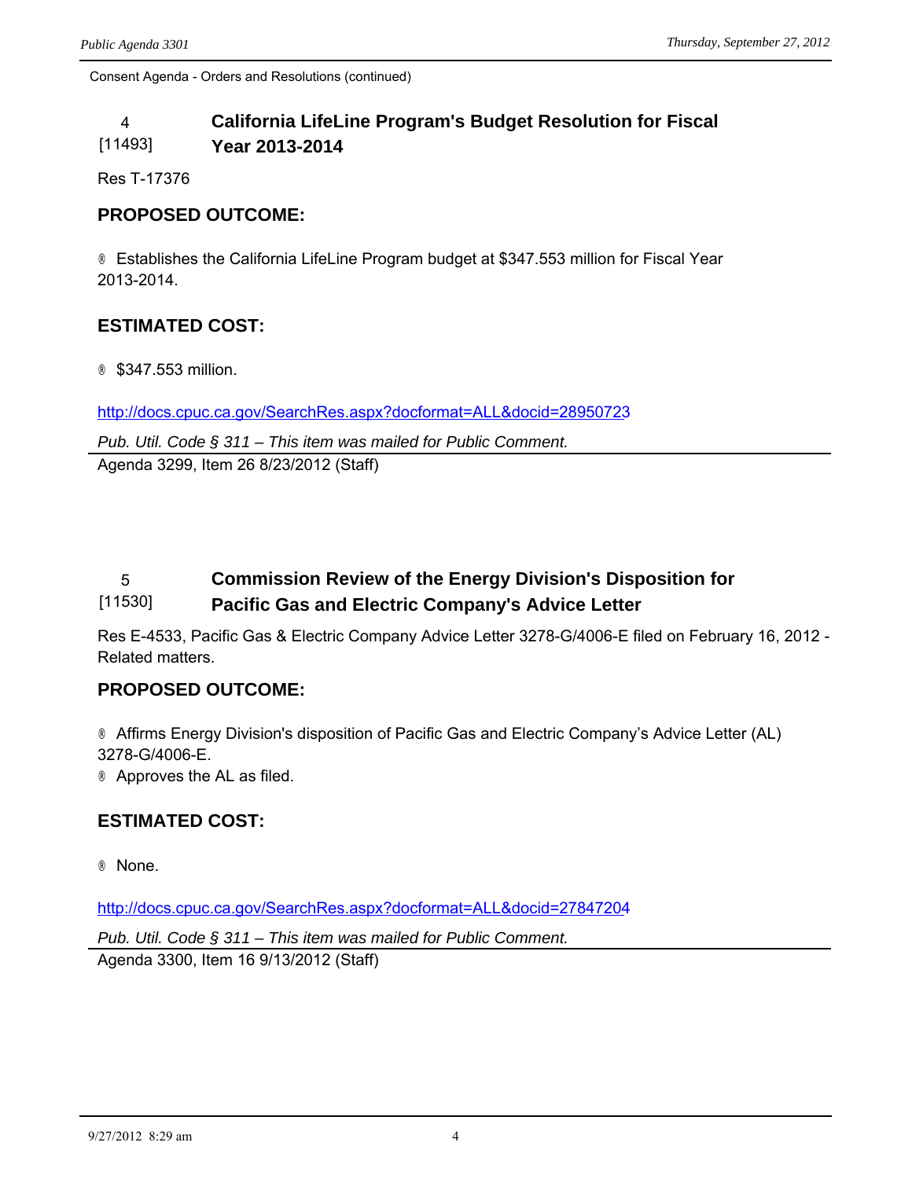Consent Agenda - Orders and Resolutions (continued)

### 4 [11493] California LifeLine Program's Budget Resolution for Fiscal Year 2013-2014

Res T-17376

#### PROPOSED OUTCOME:

® Establishes the California LifeLine Program budget at $347.553 million for Fiscal Year 2013-2014.

#### ESTIMATED COST:

® $347.553 million.

http://docs.cpuc.ca.gov/SearchRes.aspx?docformat=ALL&docid=28950723

*Pub. Util. Code § 311 – This item was mailed for Public Comment.*

Agenda 3299, Item 26 8/23/2012 (Staff)

### 5 [11530] Commission Review of the Energy Division's Disposition for Pacific Gas and Electric Company's Advice Letter

Res E-4533, Pacific Gas & Electric Company Advice Letter 3278-G/4006-E filed on February 16, 2012 - Related matters.

#### PROPOSED OUTCOME:

® Affirms Energy Division's disposition of Pacific Gas and Electric Company's Advice Letter (AL) 3278-G/4006-E.

® Approves the AL as filed.

#### ESTIMATED COST:

® None.

http://docs.cpuc.ca.gov/SearchRes.aspx?docformat=ALL&docid=27847204

*Pub. Util. Code § 311 – This item was mailed for Public Comment.*

Agenda 3300, Item 16 9/13/2012 (Staff)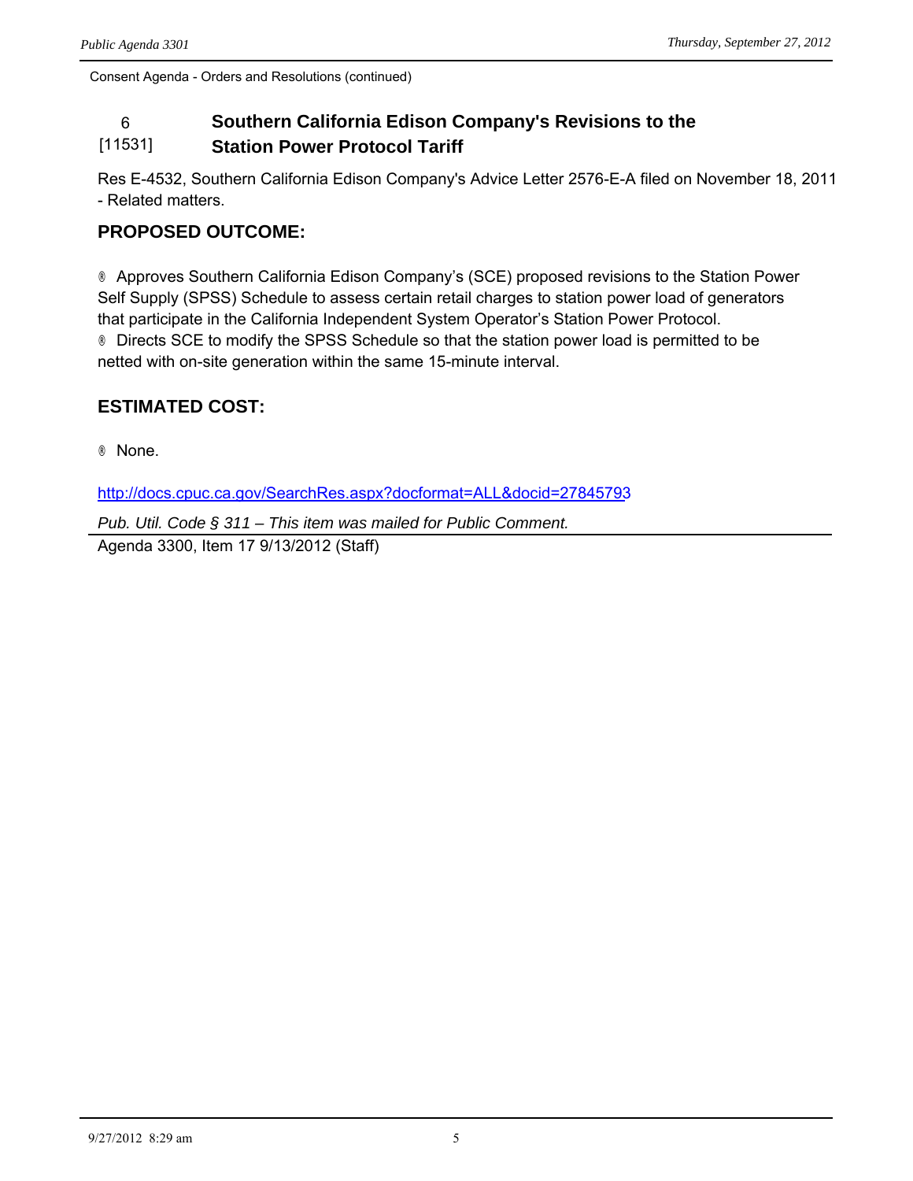Consent Agenda - Orders and Resolutions (continued)

### 6 [11531] Southern California Edison Company's Revisions to the Station Power Protocol Tariff

Res E-4532, Southern California Edison Company's Advice Letter 2576-E-A filed on November 18, 2011 - Related matters.

## PROPOSED OUTCOME:

® Approves Southern California Edison Company's (SCE) proposed revisions to the Station Power Self Supply (SPSS) Schedule to assess certain retail charges to station power load of generators that participate in the California Independent System Operator's Station Power Protocol.
® Directs SCE to modify the SPSS Schedule so that the station power load is permitted to be netted with on-site generation within the same 15-minute interval.

## ESTIMATED COST:

® None.

http://docs.cpuc.ca.gov/SearchRes.aspx?docformat=ALL&docid=27845793

*Pub. Util. Code § 311 – This item was mailed for Public Comment.*

Agenda 3300, Item 17 9/13/2012 (Staff)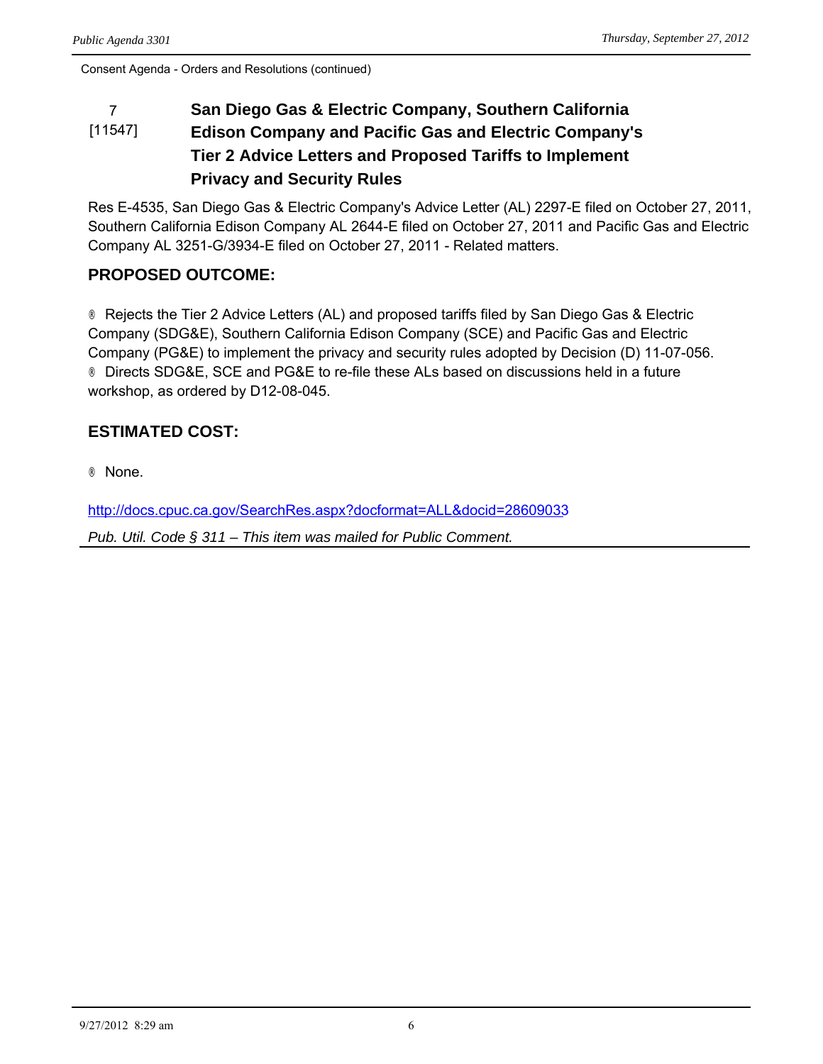Consent Agenda - Orders and Resolutions (continued)

### 7 [11547] San Diego Gas & Electric Company, Southern California Edison Company and Pacific Gas and Electric Company's Tier 2 Advice Letters and Proposed Tariffs to Implement Privacy and Security Rules

Res E-4535, San Diego Gas & Electric Company's Advice Letter (AL) 2297-E filed on October 27, 2011, Southern California Edison Company AL 2644-E filed on October 27, 2011 and Pacific Gas and Electric Company AL 3251-G/3934-E filed on October 27, 2011 - Related matters.

## PROPOSED OUTCOME:

® Rejects the Tier 2 Advice Letters (AL) and proposed tariffs filed by San Diego Gas & Electric Company (SDG&E), Southern California Edison Company (SCE) and Pacific Gas and Electric Company (PG&E) to implement the privacy and security rules adopted by Decision (D) 11-07-056.
® Directs SDG&E, SCE and PG&E to re-file these ALs based on discussions held in a future workshop, as ordered by D12-08-045.

## ESTIMATED COST:

® None.

http://docs.cpuc.ca.gov/SearchRes.aspx?docformat=ALL&docid=28609033

*Pub. Util. Code § 311 – This item was mailed for Public Comment.*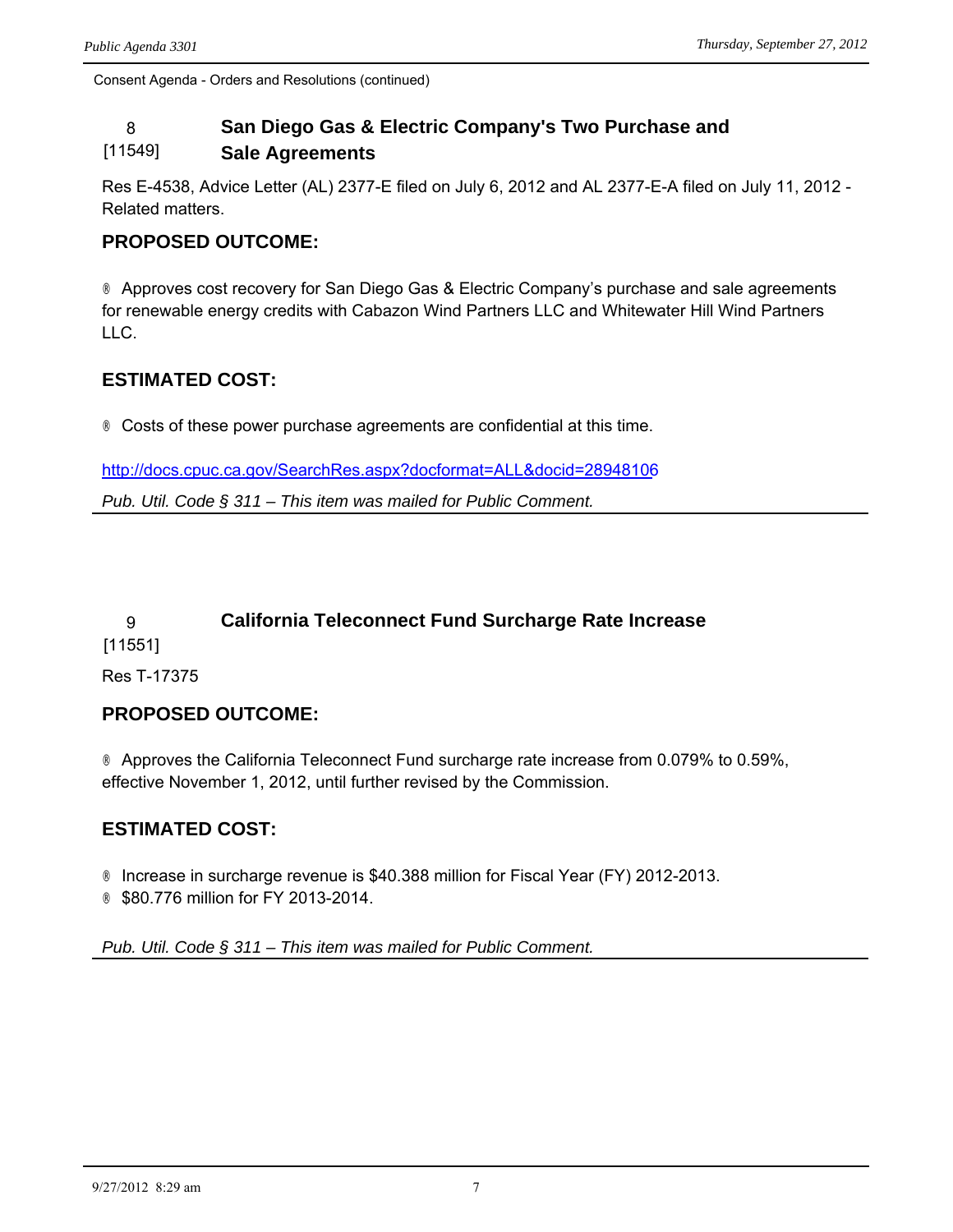Consent Agenda - Orders and Resolutions (continued)

## 8 [11549] San Diego Gas & Electric Company's Two Purchase and Sale Agreements

Res E-4538, Advice Letter (AL) 2377-E filed on July 6, 2012 and AL 2377-E-A filed on July 11, 2012 - Related matters.

### PROPOSED OUTCOME:

® Approves cost recovery for San Diego Gas & Electric Company's purchase and sale agreements for renewable energy credits with Cabazon Wind Partners LLC and Whitewater Hill Wind Partners LLC.

### ESTIMATED COST:

® Costs of these power purchase agreements are confidential at this time.

http://docs.cpuc.ca.gov/SearchRes.aspx?docformat=ALL&docid=28948106

*Pub. Util. Code § 311 – This item was mailed for Public Comment.*

## 9 [11551] California Teleconnect Fund Surcharge Rate Increase

Res T-17375

### PROPOSED OUTCOME:

® Approves the California Teleconnect Fund surcharge rate increase from 0.079% to 0.59%, effective November 1, 2012, until further revised by the Commission.

### ESTIMATED COST:

® Increase in surcharge revenue is $40.388 million for Fiscal Year (FY) 2012-2013.
® $80.776 million for FY 2013-2014.

*Pub. Util. Code § 311 – This item was mailed for Public Comment.*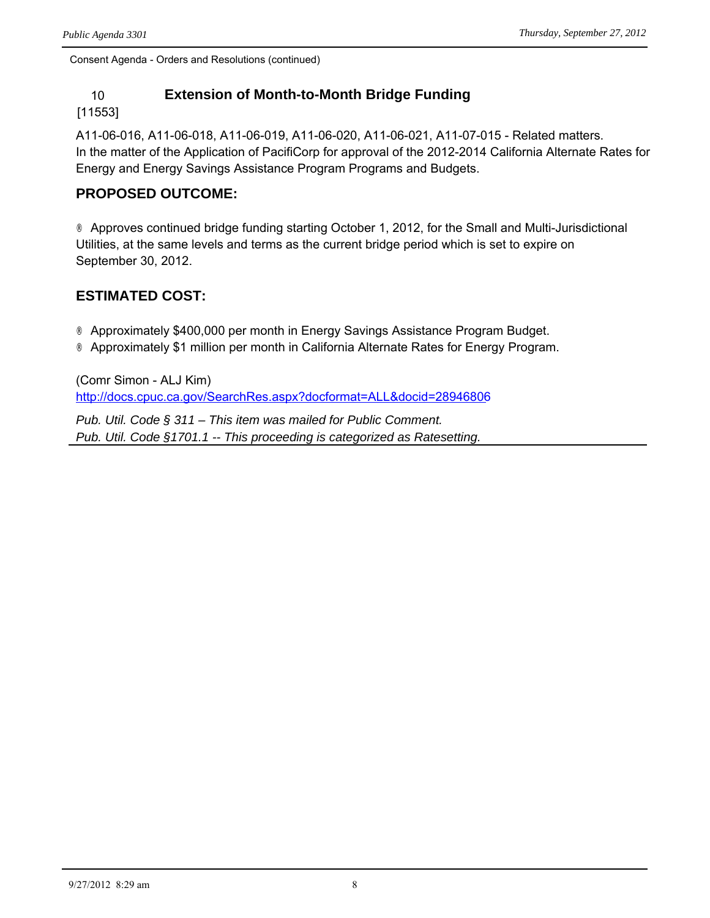Consent Agenda - Orders and Resolutions (continued)

## 10 Extension of Month-to-Month Bridge Funding

[11553]

A11-06-016, A11-06-018, A11-06-019, A11-06-020, A11-06-021, A11-07-015 - Related matters.
In the matter of the Application of PacifiCorp for approval of the 2012-2014 California Alternate Rates for Energy and Energy Savings Assistance Program Programs and Budgets.

### PROPOSED OUTCOME:

- Approves continued bridge funding starting October 1, 2012, for the Small and Multi-Jurisdictional Utilities, at the same levels and terms as the current bridge period which is set to expire on September 30, 2012.

### ESTIMATED COST:

- Approximately $400,000 per month in Energy Savings Assistance Program Budget.
- Approximately $1 million per month in California Alternate Rates for Energy Program.

(Comr Simon - ALJ Kim)
http://docs.cpuc.ca.gov/SearchRes.aspx?docformat=ALL&docid=28946806

*Pub. Util. Code § 311 – This item was mailed for Public Comment.*
*Pub. Util. Code §1701.1 -- This proceeding is categorized as Ratesetting.*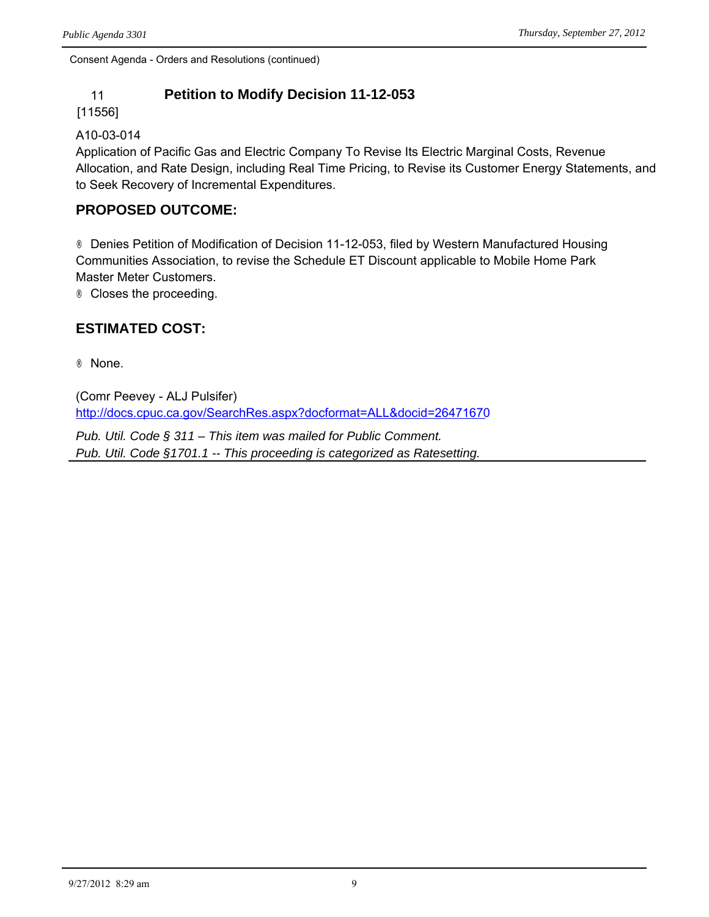Consent Agenda - Orders and Resolutions (continued)

## 11 Petition to Modify Decision 11-12-053

[11556]

A10-03-014

Application of Pacific Gas and Electric Company To Revise Its Electric Marginal Costs, Revenue Allocation, and Rate Design, including Real Time Pricing, to Revise its Customer Energy Statements, and to Seek Recovery of Incremental Expenditures.

### PROPOSED OUTCOME:

- Denies Petition of Modification of Decision 11-12-053, filed by Western Manufactured Housing Communities Association, to revise the Schedule ET Discount applicable to Mobile Home Park Master Meter Customers.
- Closes the proceeding.

### ESTIMATED COST:

- None.

(Comr Peevey - ALJ Pulsifer)
http://docs.cpuc.ca.gov/SearchRes.aspx?docformat=ALL&docid=26471670

*Pub. Util. Code § 311 – This item was mailed for Public Comment.*
*Pub. Util. Code §1701.1 -- This proceeding is categorized as Ratesetting.*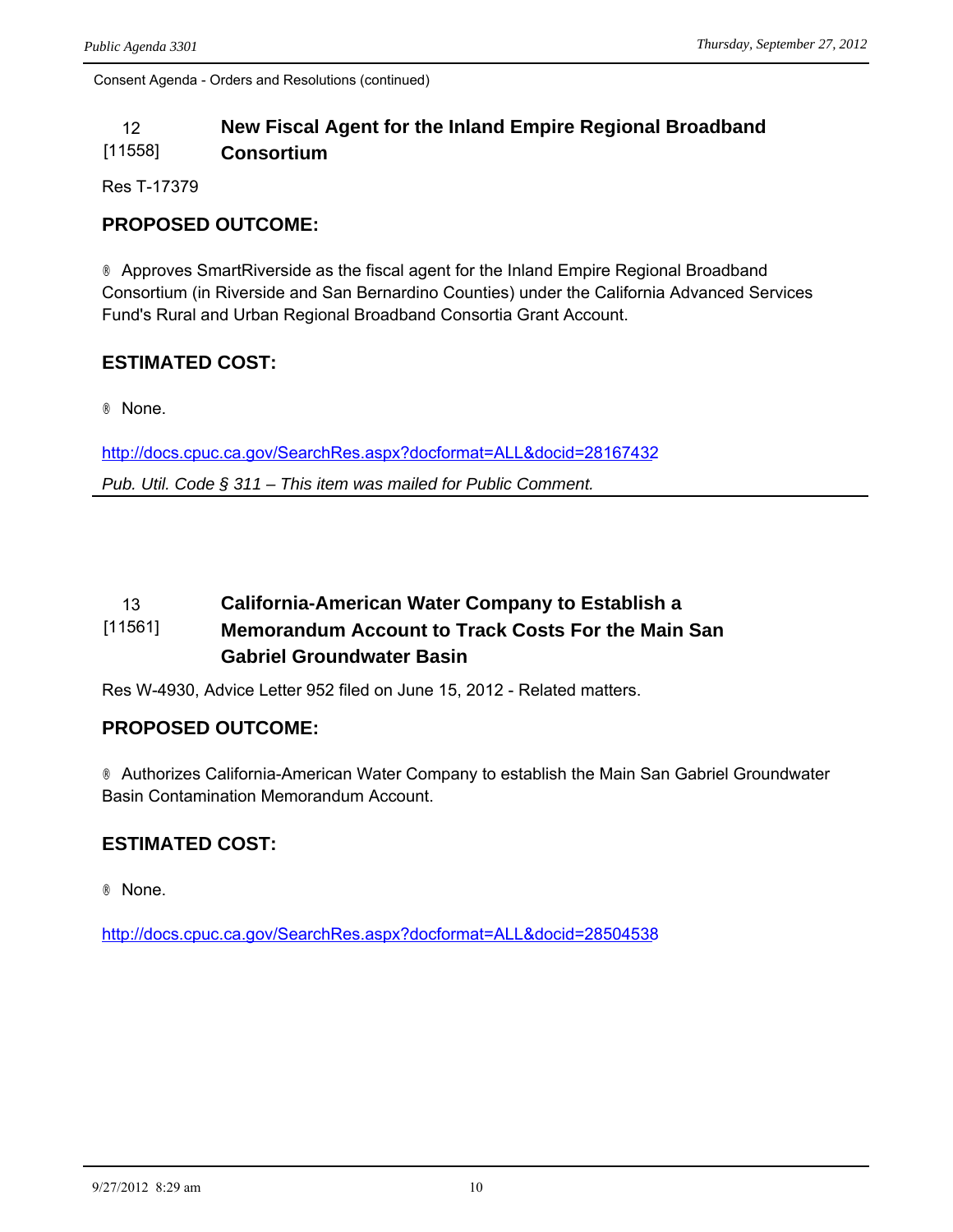Consent Agenda - Orders and Resolutions (continued)

## 12 [11558] New Fiscal Agent for the Inland Empire Regional Broadband Consortium

Res T-17379

### PROPOSED OUTCOME:

® Approves SmartRiverside as the fiscal agent for the Inland Empire Regional Broadband Consortium (in Riverside and San Bernardino Counties) under the California Advanced Services Fund's Rural and Urban Regional Broadband Consortia Grant Account.

### ESTIMATED COST:

® None.

http://docs.cpuc.ca.gov/SearchRes.aspx?docformat=ALL&docid=28167432

*Pub. Util. Code § 311 – This item was mailed for Public Comment.*

---

## 13 [11561] California-American Water Company to Establish a Memorandum Account to Track Costs For the Main San Gabriel Groundwater Basin

Res W-4930, Advice Letter 952 filed on June 15, 2012 - Related matters.

### PROPOSED OUTCOME:

® Authorizes California-American Water Company to establish the Main San Gabriel Groundwater Basin Contamination Memorandum Account.

### ESTIMATED COST:

® None.

http://docs.cpuc.ca.gov/SearchRes.aspx?docformat=ALL&docid=28504538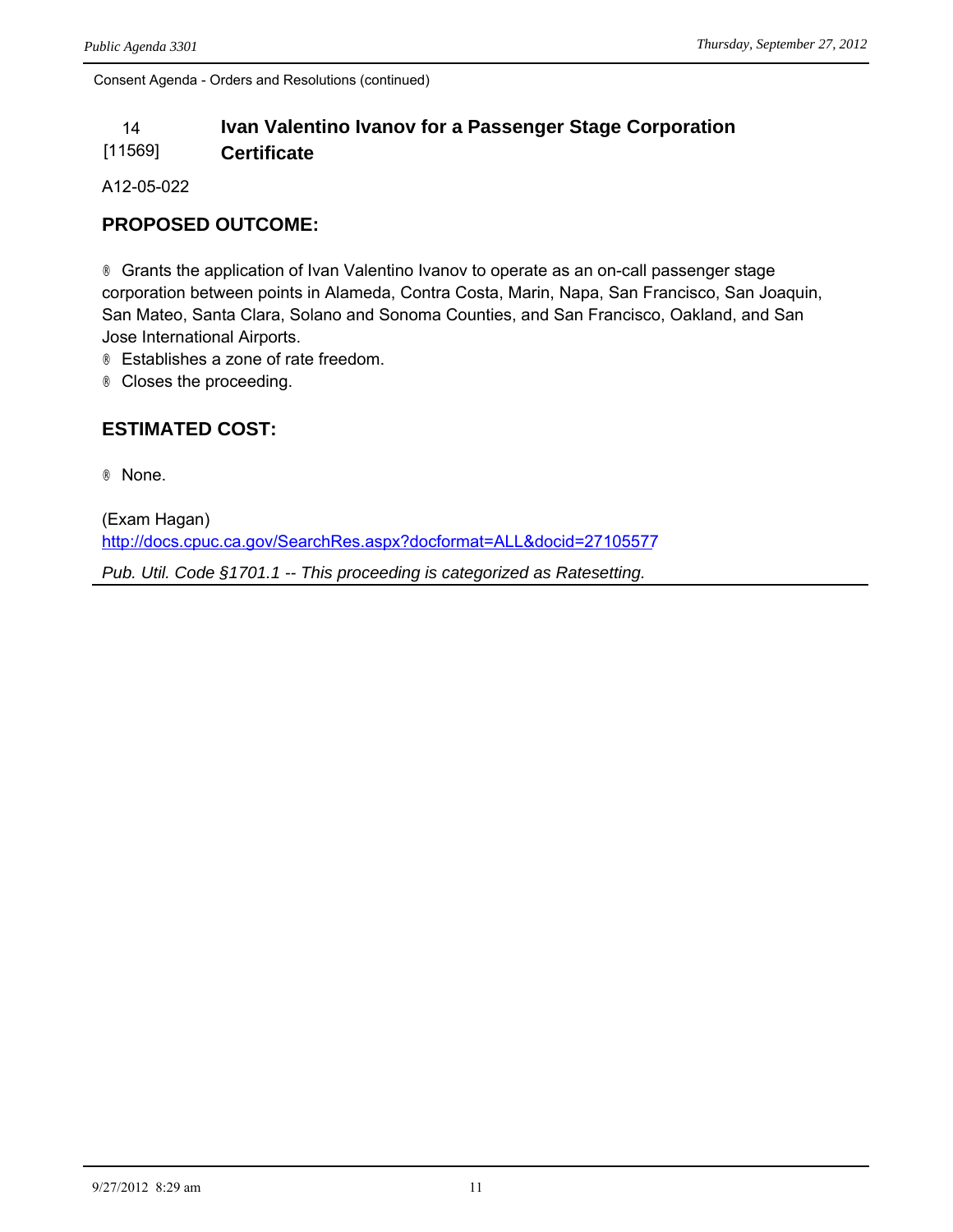Consent Agenda - Orders and Resolutions (continued)

### 14 [11569] Ivan Valentino Ivanov for a Passenger Stage Corporation Certificate

A12-05-022

## PROPOSED OUTCOME:

- Grants the application of Ivan Valentino Ivanov to operate as an on-call passenger stage corporation between points in Alameda, Contra Costa, Marin, Napa, San Francisco, San Joaquin, San Mateo, Santa Clara, Solano and Sonoma Counties, and San Francisco, Oakland, and San Jose International Airports.
- Establishes a zone of rate freedom.
- Closes the proceeding.

## ESTIMATED COST:

- None.

(Exam Hagan)
http://docs.cpuc.ca.gov/SearchRes.aspx?docformat=ALL&docid=27105577

*Pub. Util. Code §1701.1 -- This proceeding is categorized as Ratesetting.*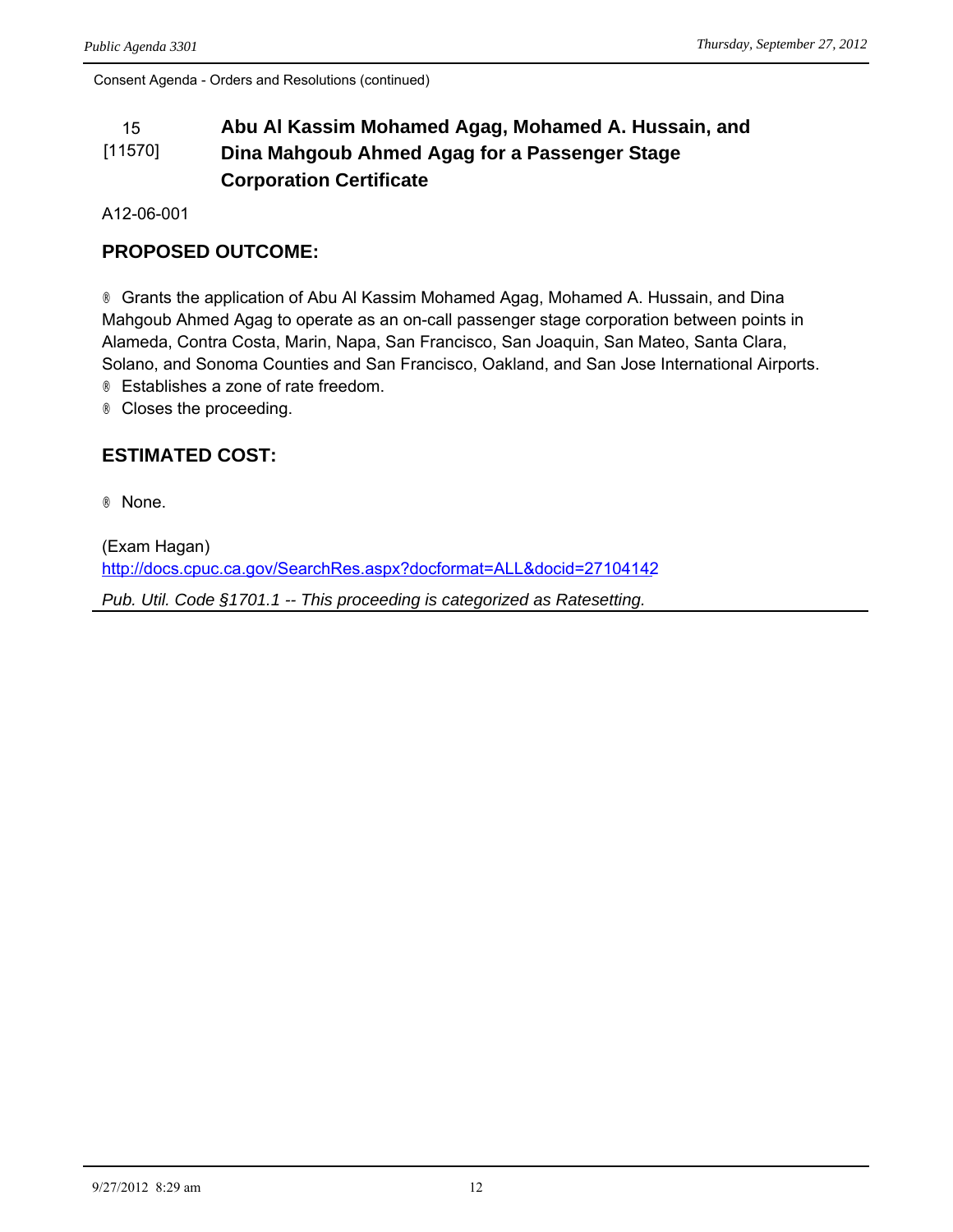Consent Agenda - Orders and Resolutions (continued)

## 15 [11570] Abu Al Kassim Mohamed Agag, Mohamed A. Hussain, and Dina Mahgoub Ahmed Agag for a Passenger Stage Corporation Certificate

A12-06-001

### PROPOSED OUTCOME:

- Grants the application of Abu Al Kassim Mohamed Agag, Mohamed A. Hussain, and Dina Mahgoub Ahmed Agag to operate as an on-call passenger stage corporation between points in Alameda, Contra Costa, Marin, Napa, San Francisco, San Joaquin, San Mateo, Santa Clara, Solano, and Sonoma Counties and San Francisco, Oakland, and San Jose International Airports.
- Establishes a zone of rate freedom.
- Closes the proceeding.

### ESTIMATED COST:

- None.

(Exam Hagan)
http://docs.cpuc.ca.gov/SearchRes.aspx?docformat=ALL&docid=27104142

*Pub. Util. Code §1701.1 -- This proceeding is categorized as Ratesetting.*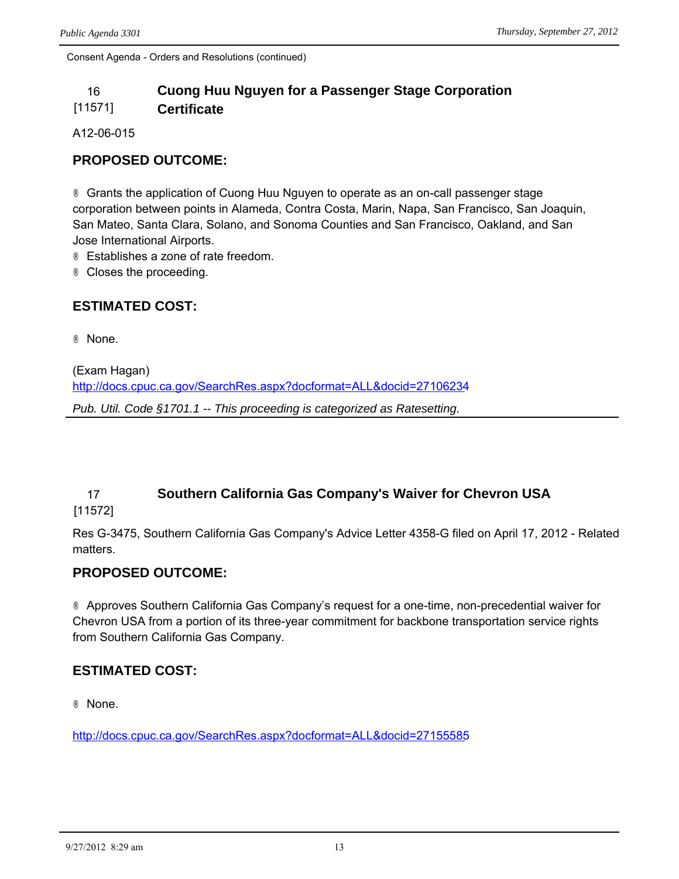Consent Agenda - Orders and Resolutions (continued)

## 16 [11571] Cuong Huu Nguyen for a Passenger Stage Corporation Certificate

A12-06-015

### PROPOSED OUTCOME:

® Grants the application of Cuong Huu Nguyen to operate as an on-call passenger stage corporation between points in Alameda, Contra Costa, Marin, Napa, San Francisco, San Joaquin, San Mateo, Santa Clara, Solano, and Sonoma Counties and San Francisco, Oakland, and San Jose International Airports.
® Establishes a zone of rate freedom.
® Closes the proceeding.

### ESTIMATED COST:

® None.

(Exam Hagan)
http://docs.cpuc.ca.gov/SearchRes.aspx?docformat=ALL&docid=27106234

*Pub. Util. Code §1701.1 -- This proceeding is categorized as Ratesetting.*

## 17 [11572] Southern California Gas Company's Waiver for Chevron USA

Res G-3475, Southern California Gas Company's Advice Letter 4358-G filed on April 17, 2012 - Related matters.

### PROPOSED OUTCOME:

® Approves Southern California Gas Company's request for a one-time, non-precedential waiver for Chevron USA from a portion of its three-year commitment for backbone transportation service rights from Southern California Gas Company.

### ESTIMATED COST:

® None.

http://docs.cpuc.ca.gov/SearchRes.aspx?docformat=ALL&docid=27155585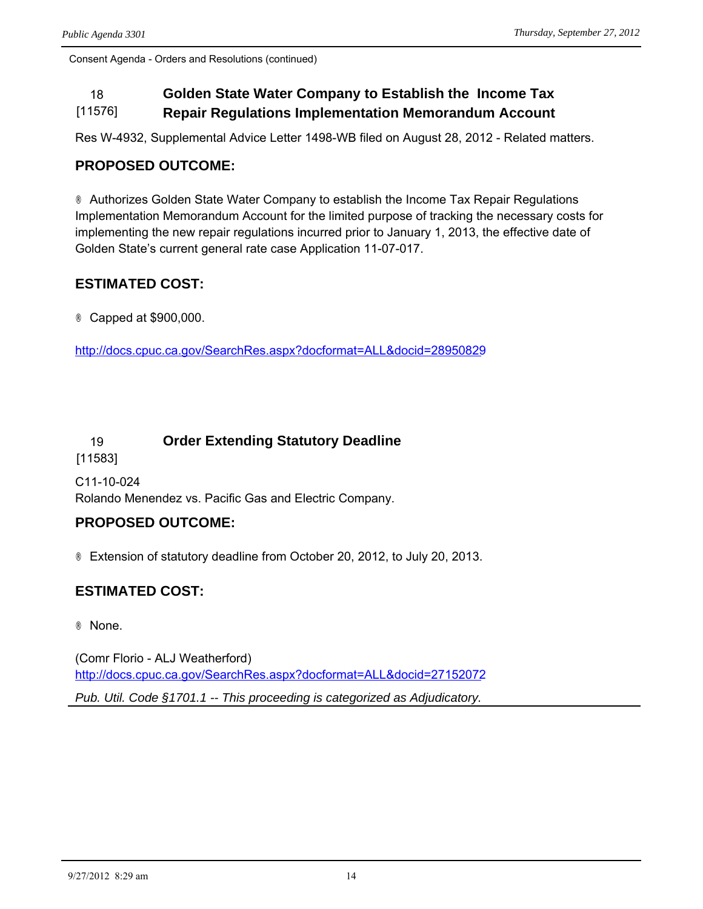Consent Agenda - Orders and Resolutions (continued)

### 18 [11576] Golden State Water Company to Establish the Income Tax Repair Regulations Implementation Memorandum Account

Res W-4932, Supplemental Advice Letter 1498-WB filed on August 28, 2012 - Related matters.

**PROPOSED OUTCOME:**

® Authorizes Golden State Water Company to establish the Income Tax Repair Regulations Implementation Memorandum Account for the limited purpose of tracking the necessary costs for implementing the new repair regulations incurred prior to January 1, 2013, the effective date of Golden State's current general rate case Application 11-07-017.

**ESTIMATED COST:**

® Capped at $900,000.

http://docs.cpuc.ca.gov/SearchRes.aspx?docformat=ALL&docid=28950829

### 19 [11583] Order Extending Statutory Deadline

C11-10-024
Rolando Menendez vs. Pacific Gas and Electric Company.

**PROPOSED OUTCOME:**

® Extension of statutory deadline from October 20, 2012, to July 20, 2013.

**ESTIMATED COST:**

® None.

(Comr Florio - ALJ Weatherford)
http://docs.cpuc.ca.gov/SearchRes.aspx?docformat=ALL&docid=27152072

*Pub. Util. Code §1701.1 -- This proceeding is categorized as Adjudicatory.*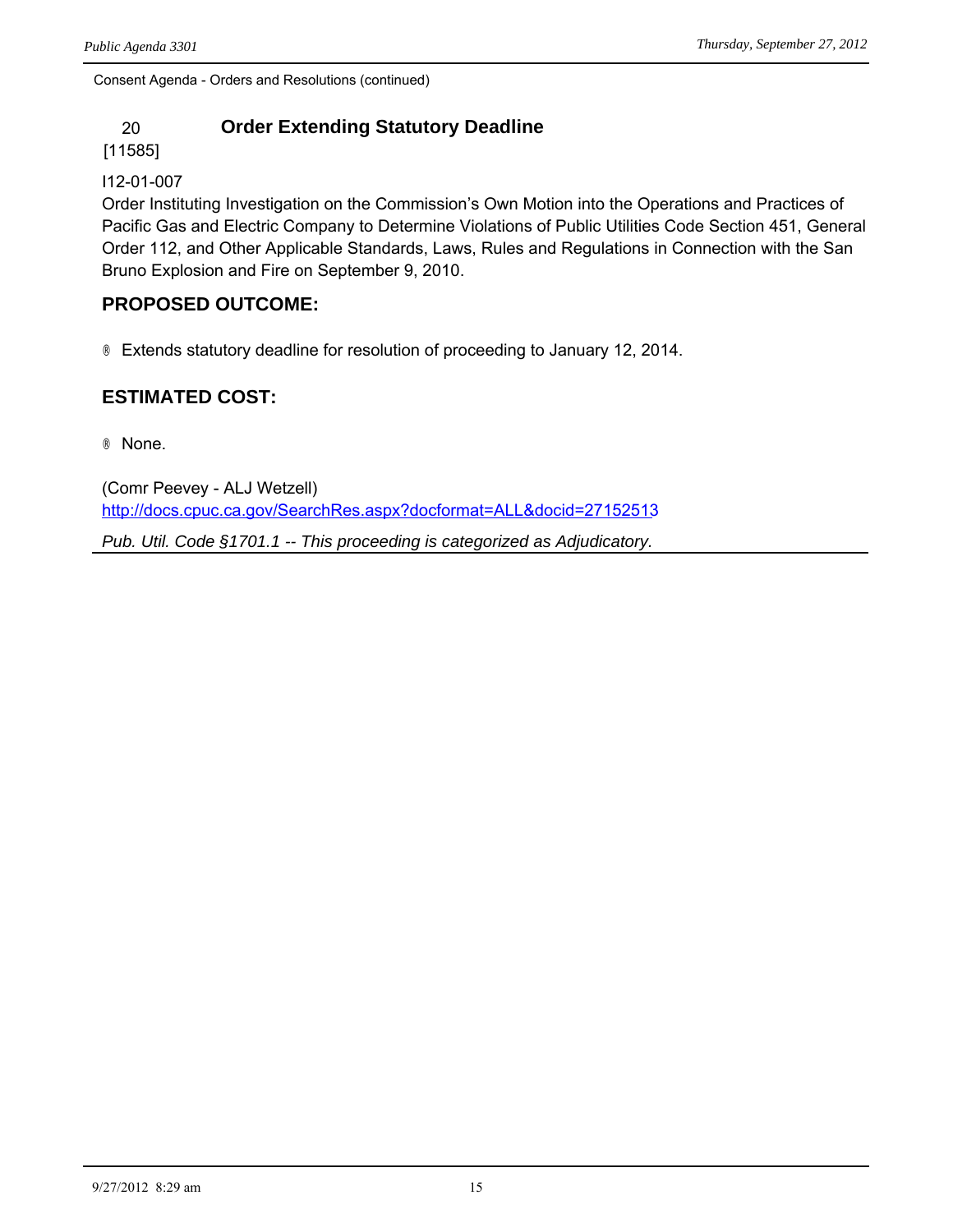Consent Agenda - Orders and Resolutions (continued)

20 **Order Extending Statutory Deadline**
[11585]

I12-01-007
Order Instituting Investigation on the Commission's Own Motion into the Operations and Practices of Pacific Gas and Electric Company to Determine Violations of Public Utilities Code Section 451, General Order 112, and Other Applicable Standards, Laws, Rules and Regulations in Connection with the San Bruno Explosion and Fire on September 9, 2010.

## PROPOSED OUTCOME:

- Extends statutory deadline for resolution of proceeding to January 12, 2014.

## ESTIMATED COST:

- None.

(Comr Peevey - ALJ Wetzell)
http://docs.cpuc.ca.gov/SearchRes.aspx?docformat=ALL&docid=27152513

*Pub. Util. Code §1701.1 -- This proceeding is categorized as Adjudicatory.*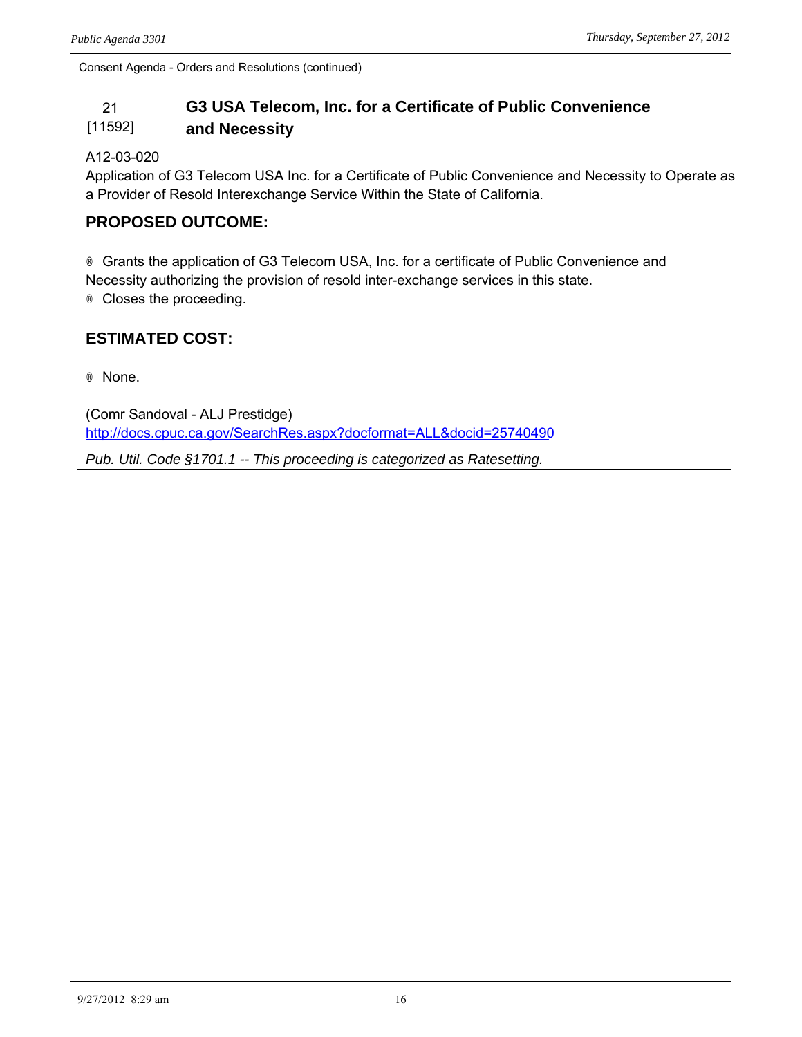Consent Agenda - Orders and Resolutions (continued)

## 21 [11592] G3 USA Telecom, Inc. for a Certificate of Public Convenience and Necessity

A12-03-020

Application of G3 Telecom USA Inc. for a Certificate of Public Convenience and Necessity to Operate as a Provider of Resold Interexchange Service Within the State of California.

### PROPOSED OUTCOME:

® Grants the application of G3 Telecom USA, Inc. for a certificate of Public Convenience and Necessity authorizing the provision of resold inter-exchange services in this state.

® Closes the proceeding.

### ESTIMATED COST:

® None.

(Comr Sandoval - ALJ Prestidge)

http://docs.cpuc.ca.gov/SearchRes.aspx?docformat=ALL&docid=25740490

*Pub. Util. Code §1701.1 -- This proceeding is categorized as Ratesetting.*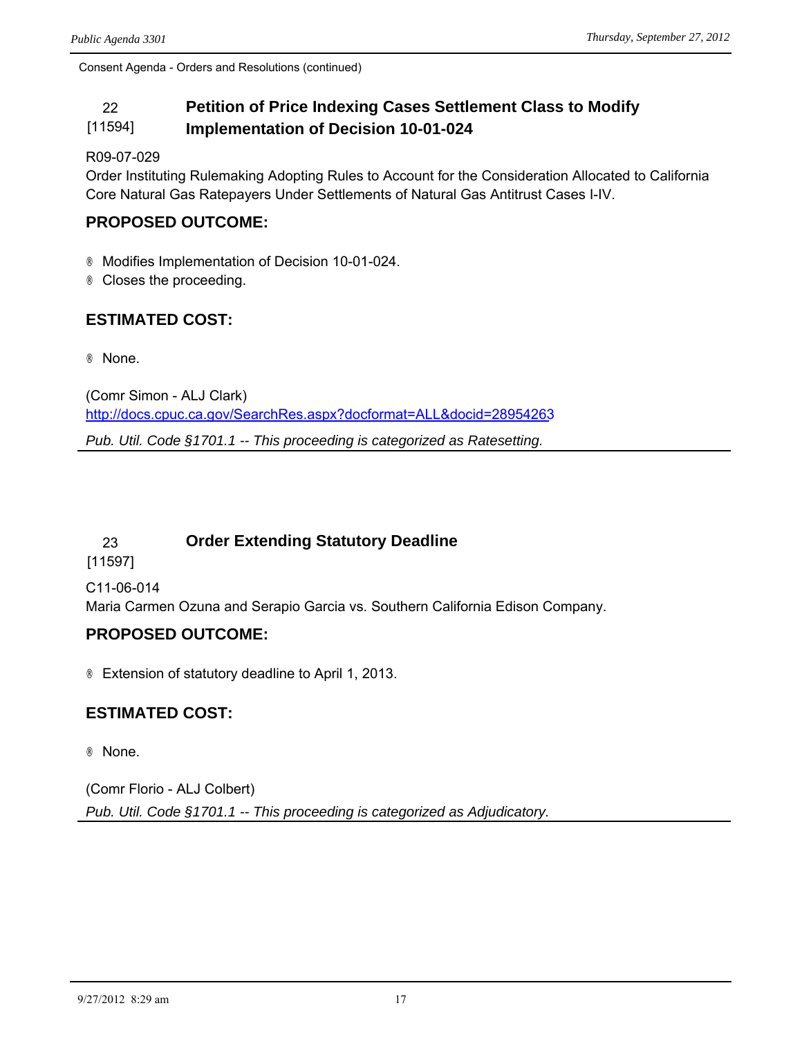Consent Agenda - Orders and Resolutions (continued)

## 22 [11594] Petition of Price Indexing Cases Settlement Class to Modify Implementation of Decision 10-01-024

R09-07-029
Order Instituting Rulemaking Adopting Rules to Account for the Consideration Allocated to California Core Natural Gas Ratepayers Under Settlements of Natural Gas Antitrust Cases I-IV.

### PROPOSED OUTCOME:

- Modifies Implementation of Decision 10-01-024.
- Closes the proceeding.

### ESTIMATED COST:

- None.

(Comr Simon - ALJ Clark)
http://docs.cpuc.ca.gov/SearchRes.aspx?docformat=ALL&docid=28954263

*Pub. Util. Code §1701.1 -- This proceeding is categorized as Ratesetting.*

## 23 [11597] Order Extending Statutory Deadline

C11-06-014
Maria Carmen Ozuna and Serapio Garcia vs. Southern California Edison Company.

### PROPOSED OUTCOME:

- Extension of statutory deadline to April 1, 2013.

### ESTIMATED COST:

- None.

(Comr Florio - ALJ Colbert)

*Pub. Util. Code §1701.1 -- This proceeding is categorized as Adjudicatory.*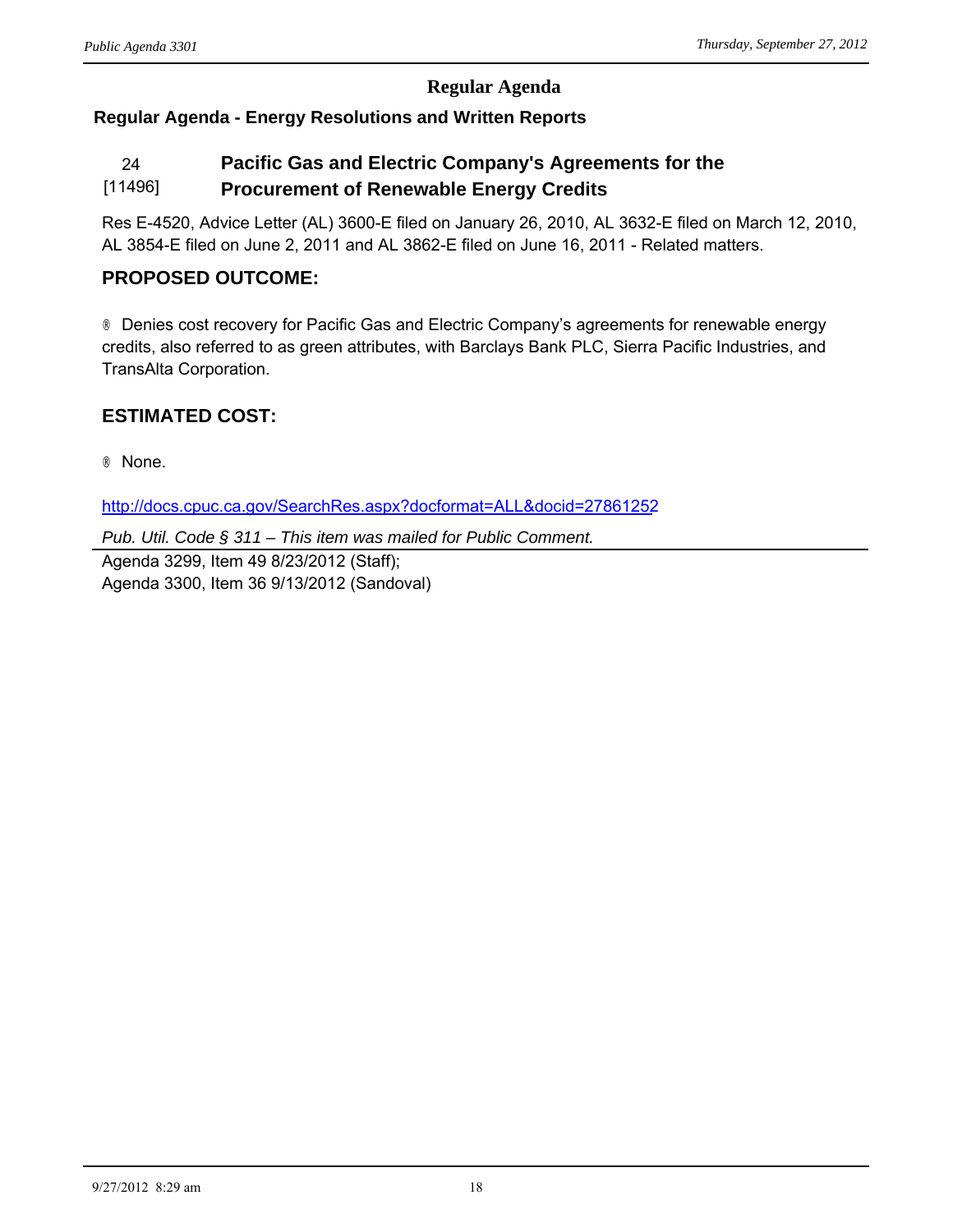## Regular Agenda

### Regular Agenda - Energy Resolutions and Written Reports

### 24 [11496] Pacific Gas and Electric Company's Agreements for the Procurement of Renewable Energy Credits

Res E-4520, Advice Letter (AL) 3600-E filed on January 26, 2010, AL 3632-E filed on March 12, 2010, AL 3854-E filed on June 2, 2011 and AL 3862-E filed on June 16, 2011 - Related matters.

## PROPOSED OUTCOME:

® Denies cost recovery for Pacific Gas and Electric Company's agreements for renewable energy credits, also referred to as green attributes, with Barclays Bank PLC, Sierra Pacific Industries, and TransAlta Corporation.

## ESTIMATED COST:

® None.

http://docs.cpuc.ca.gov/SearchRes.aspx?docformat=ALL&docid=27861252

*Pub. Util. Code § 311 – This item was mailed for Public Comment.*

Agenda 3299, Item 49 8/23/2012 (Staff);
Agenda 3300, Item 36 9/13/2012 (Sandoval)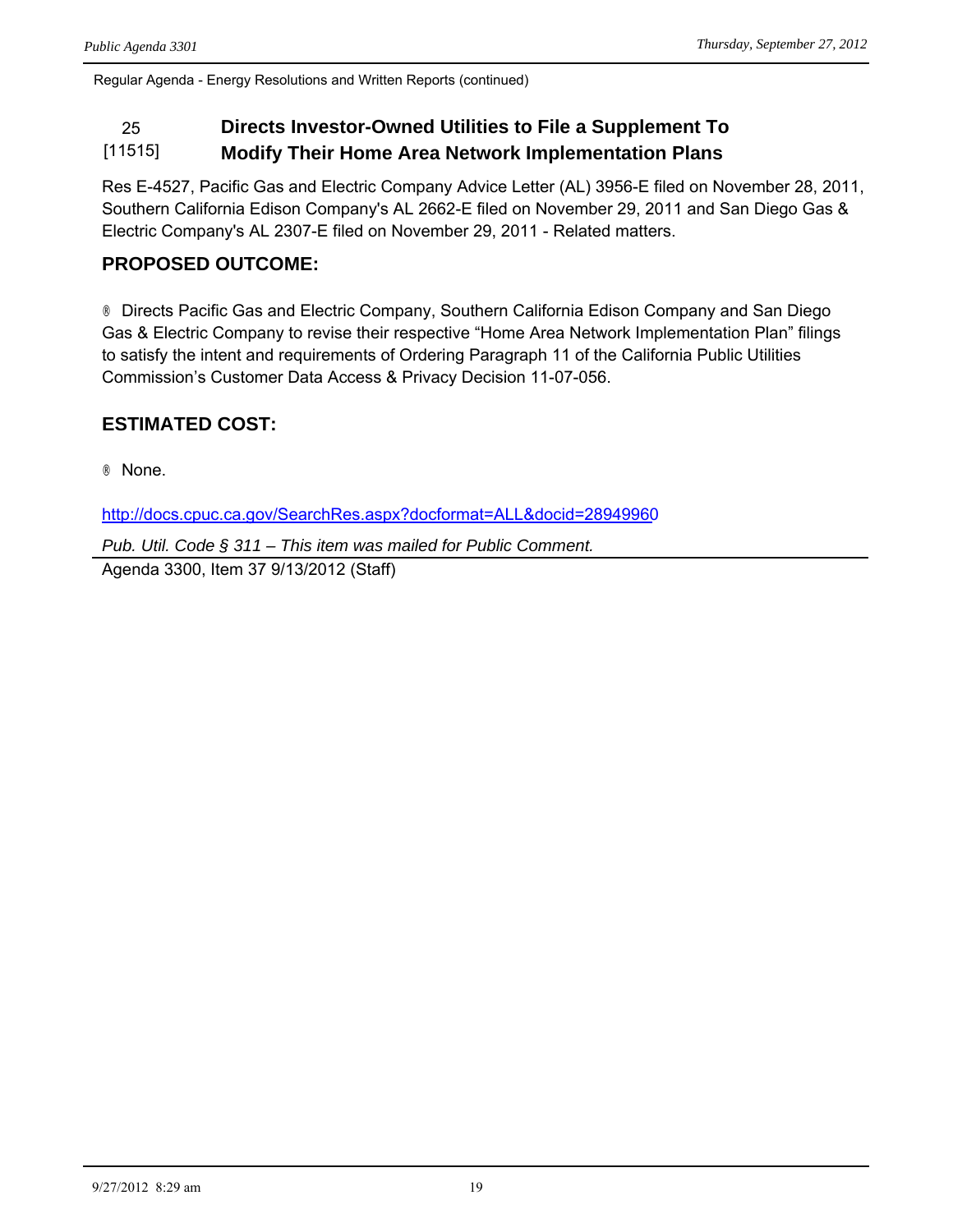Regular Agenda - Energy Resolutions and Written Reports (continued)

## 25 [11515] Directs Investor-Owned Utilities to File a Supplement To Modify Their Home Area Network Implementation Plans

Res E-4527, Pacific Gas and Electric Company Advice Letter (AL) 3956-E filed on November 28, 2011, Southern California Edison Company's AL 2662-E filed on November 29, 2011 and San Diego Gas & Electric Company's AL 2307-E filed on November 29, 2011 - Related matters.

### PROPOSED OUTCOME:

® Directs Pacific Gas and Electric Company, Southern California Edison Company and San Diego Gas & Electric Company to revise their respective "Home Area Network Implementation Plan" filings to satisfy the intent and requirements of Ordering Paragraph 11 of the California Public Utilities Commission's Customer Data Access & Privacy Decision 11-07-056.

### ESTIMATED COST:

® None.

http://docs.cpuc.ca.gov/SearchRes.aspx?docformat=ALL&docid=28949960

*Pub. Util. Code § 311 – This item was mailed for Public Comment.*

Agenda 3300, Item 37 9/13/2012 (Staff)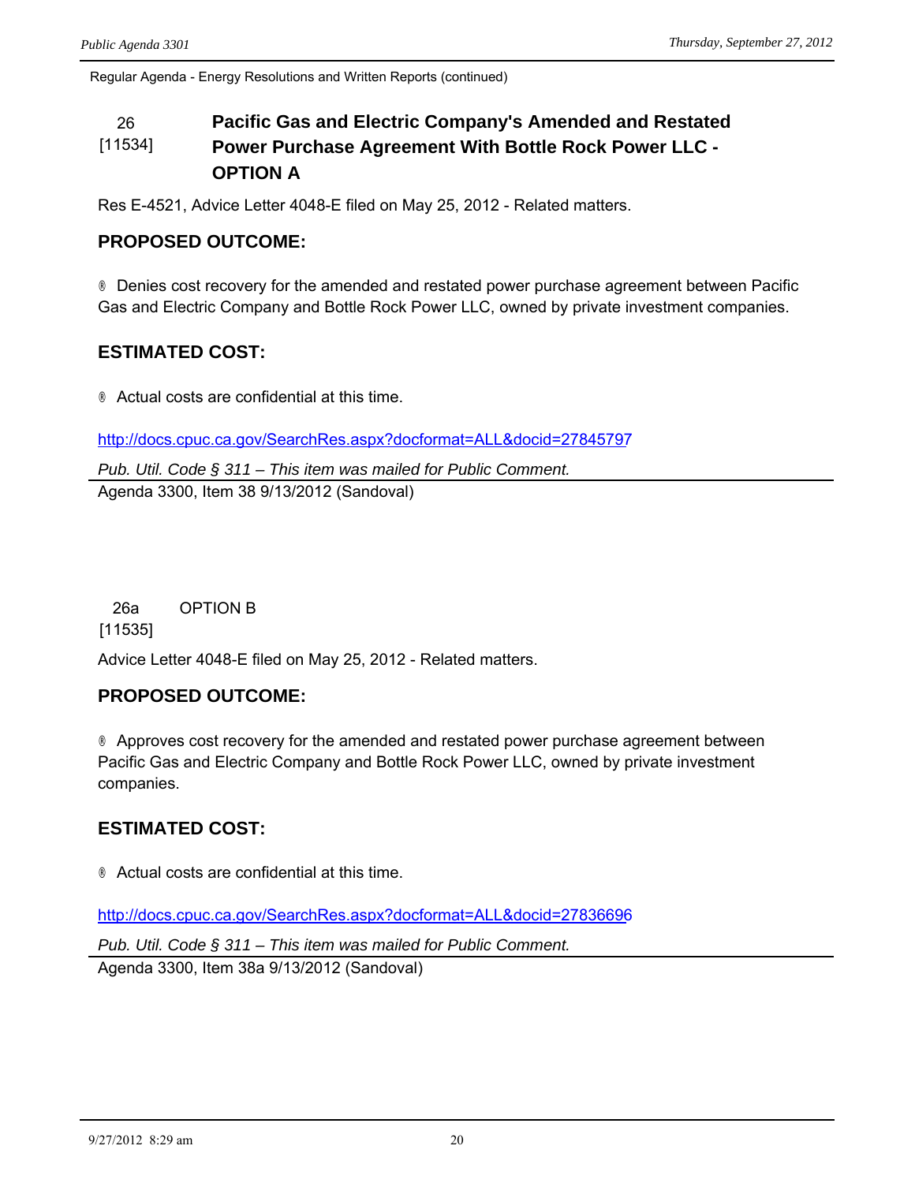Regular Agenda - Energy Resolutions and Written Reports (continued)

## 26 [11534] Pacific Gas and Electric Company's Amended and Restated Power Purchase Agreement With Bottle Rock Power LLC - OPTION A

Res E-4521, Advice Letter 4048-E filed on May 25, 2012 - Related matters.

### PROPOSED OUTCOME:

® Denies cost recovery for the amended and restated power purchase agreement between Pacific Gas and Electric Company and Bottle Rock Power LLC, owned by private investment companies.

### ESTIMATED COST:

® Actual costs are confidential at this time.

http://docs.cpuc.ca.gov/SearchRes.aspx?docformat=ALL&docid=27845797

*Pub. Util. Code § 311 – This item was mailed for Public Comment.*

Agenda 3300, Item 38 9/13/2012 (Sandoval)

## 26a [11535] OPTION B

Advice Letter 4048-E filed on May 25, 2012 - Related matters.

### PROPOSED OUTCOME:

® Approves cost recovery for the amended and restated power purchase agreement between Pacific Gas and Electric Company and Bottle Rock Power LLC, owned by private investment companies.

### ESTIMATED COST:

® Actual costs are confidential at this time.

http://docs.cpuc.ca.gov/SearchRes.aspx?docformat=ALL&docid=27836696

*Pub. Util. Code § 311 – This item was mailed for Public Comment.*

Agenda 3300, Item 38a 9/13/2012 (Sandoval)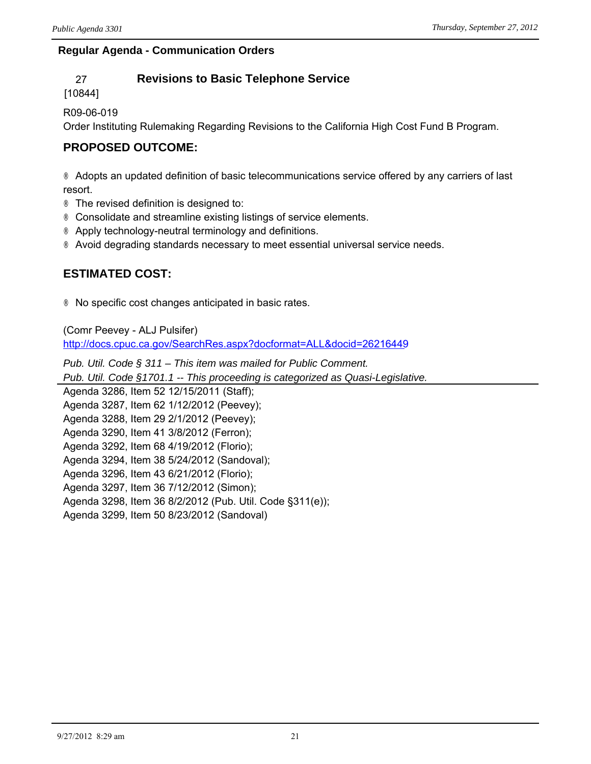## Regular Agenda - Communication Orders

### 27 [10844] Revisions to Basic Telephone Service

R09-06-019
Order Instituting Rulemaking Regarding Revisions to the California High Cost Fund B Program.

### PROPOSED OUTCOME:

- Adopts an updated definition of basic telecommunications service offered by any carriers of last resort.
- The revised definition is designed to:
- Consolidate and streamline existing listings of service elements.
- Apply technology-neutral terminology and definitions.
- Avoid degrading standards necessary to meet essential universal service needs.

### ESTIMATED COST:

- No specific cost changes anticipated in basic rates.

(Comr Peevey - ALJ Pulsifer)
http://docs.cpuc.ca.gov/SearchRes.aspx?docformat=ALL&docid=26216449

*Pub. Util. Code § 311 – This item was mailed for Public Comment.*
*Pub. Util. Code §1701.1 -- This proceeding is categorized as Quasi-Legislative.*

---

Agenda 3286, Item 52 12/15/2011 (Staff);
Agenda 3287, Item 62 1/12/2012 (Peevey);
Agenda 3288, Item 29 2/1/2012 (Peevey);
Agenda 3290, Item 41 3/8/2012 (Ferron);
Agenda 3292, Item 68 4/19/2012 (Florio);
Agenda 3294, Item 38 5/24/2012 (Sandoval);
Agenda 3296, Item 43 6/21/2012 (Florio);
Agenda 3297, Item 36 7/12/2012 (Simon);
Agenda 3298, Item 36 8/2/2012 (Pub. Util. Code §311(e));
Agenda 3299, Item 50 8/23/2012 (Sandoval)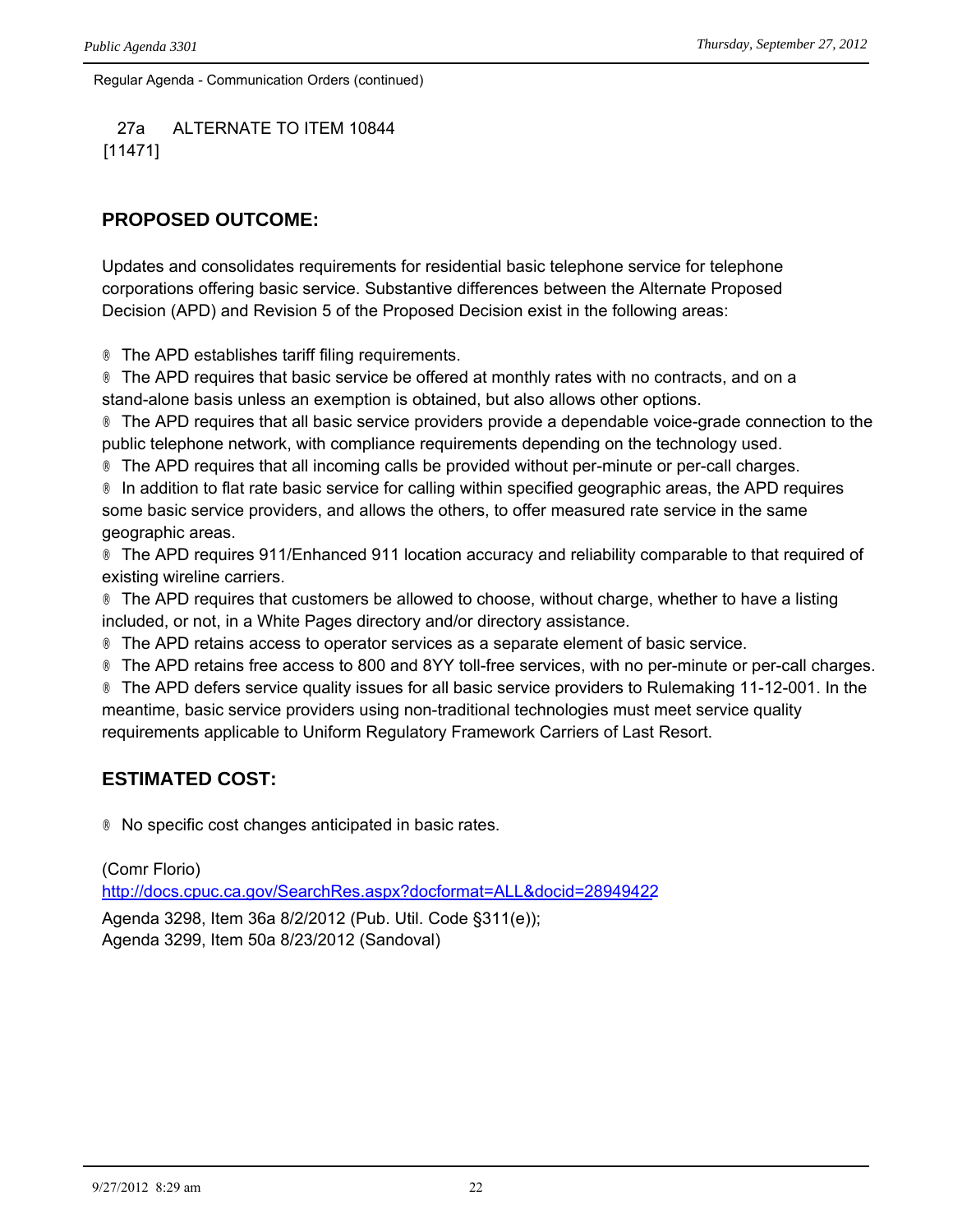Regular Agenda - Communication Orders (continued)

27a ALTERNATE TO ITEM 10844
[11471]

## PROPOSED OUTCOME:

Updates and consolidates requirements for residential basic telephone service for telephone corporations offering basic service. Substantive differences between the Alternate Proposed Decision (APD) and Revision 5 of the Proposed Decision exist in the following areas:

® The APD establishes tariff filing requirements.
® The APD requires that basic service be offered at monthly rates with no contracts, and on a stand-alone basis unless an exemption is obtained, but also allows other options.
® The APD requires that all basic service providers provide a dependable voice-grade connection to the public telephone network, with compliance requirements depending on the technology used.
® The APD requires that all incoming calls be provided without per-minute or per-call charges.
® In addition to flat rate basic service for calling within specified geographic areas, the APD requires some basic service providers, and allows the others, to offer measured rate service in the same geographic areas.
® The APD requires 911/Enhanced 911 location accuracy and reliability comparable to that required of existing wireline carriers.
® The APD requires that customers be allowed to choose, without charge, whether to have a listing included, or not, in a White Pages directory and/or directory assistance.
® The APD retains access to operator services as a separate element of basic service.
® The APD retains free access to 800 and 8YY toll-free services, with no per-minute or per-call charges.
® The APD defers service quality issues for all basic service providers to Rulemaking 11-12-001. In the meantime, basic service providers using non-traditional technologies must meet service quality requirements applicable to Uniform Regulatory Framework Carriers of Last Resort.

## ESTIMATED COST:

® No specific cost changes anticipated in basic rates.

(Comr Florio)
http://docs.cpuc.ca.gov/SearchRes.aspx?docformat=ALL&docid=28949422
Agenda 3298, Item 36a 8/2/2012 (Pub. Util. Code §311(e));
Agenda 3299, Item 50a 8/23/2012 (Sandoval)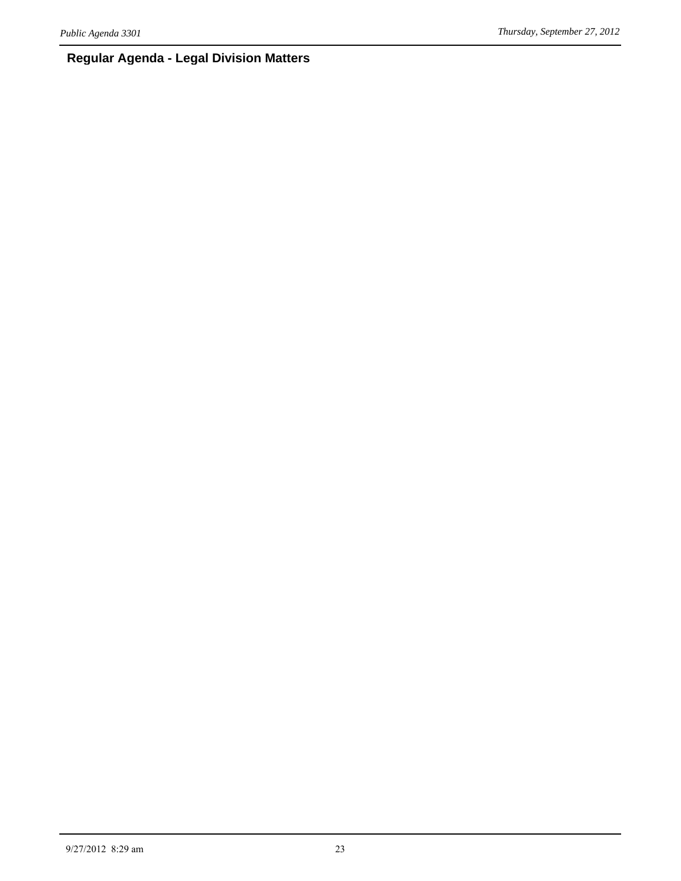## Regular Agenda - Legal Division Matters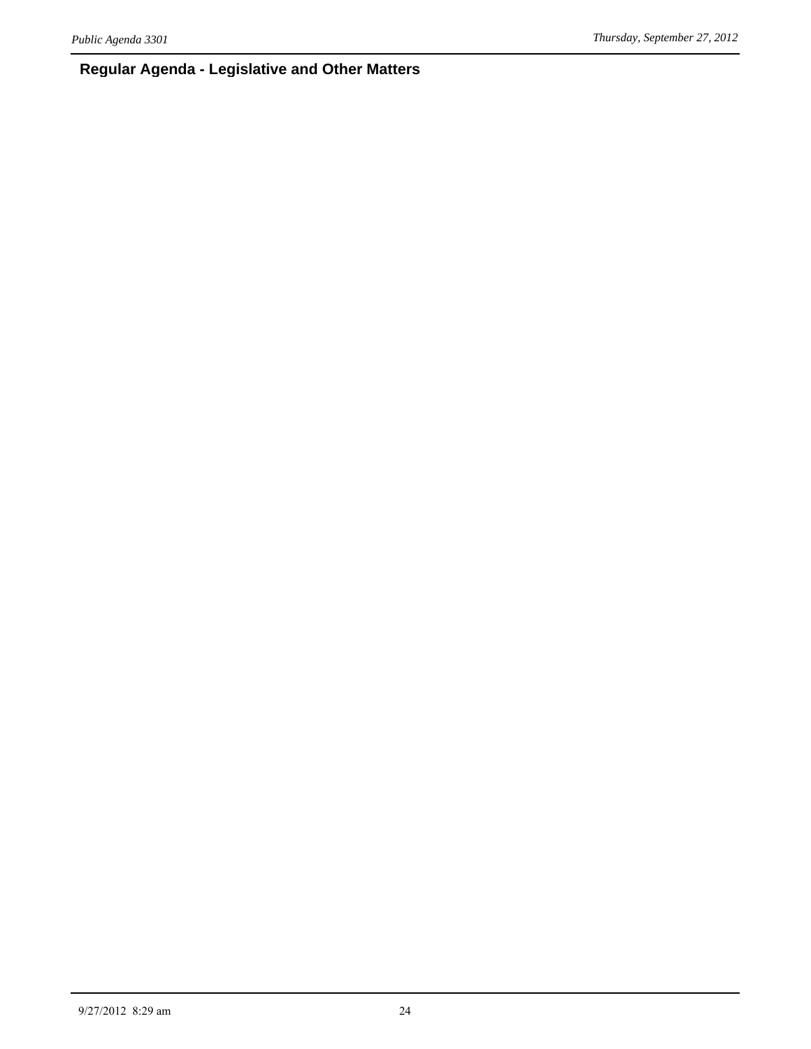## Regular Agenda - Legislative and Other Matters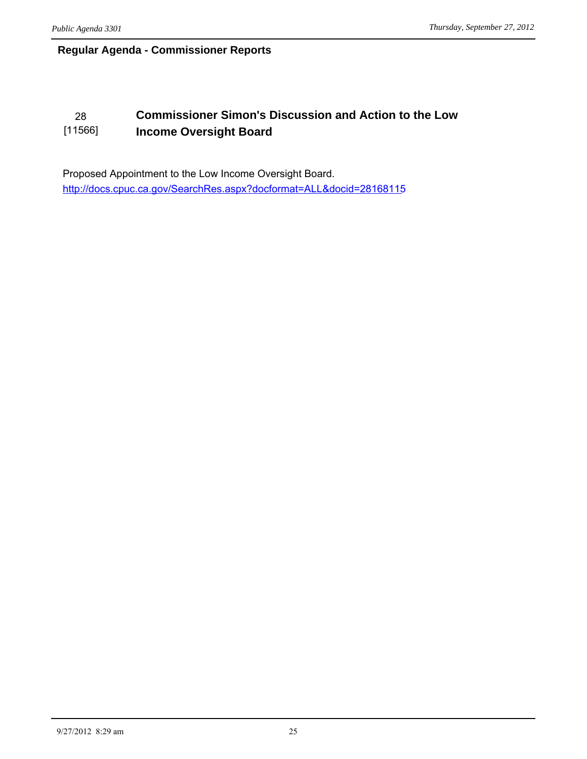## Regular Agenda - Commissioner Reports

### 28 [11566] Commissioner Simon's Discussion and Action to the Low Income Oversight Board

Proposed Appointment to the Low Income Oversight Board.
http://docs.cpuc.ca.gov/SearchRes.aspx?docformat=ALL&docid=28168115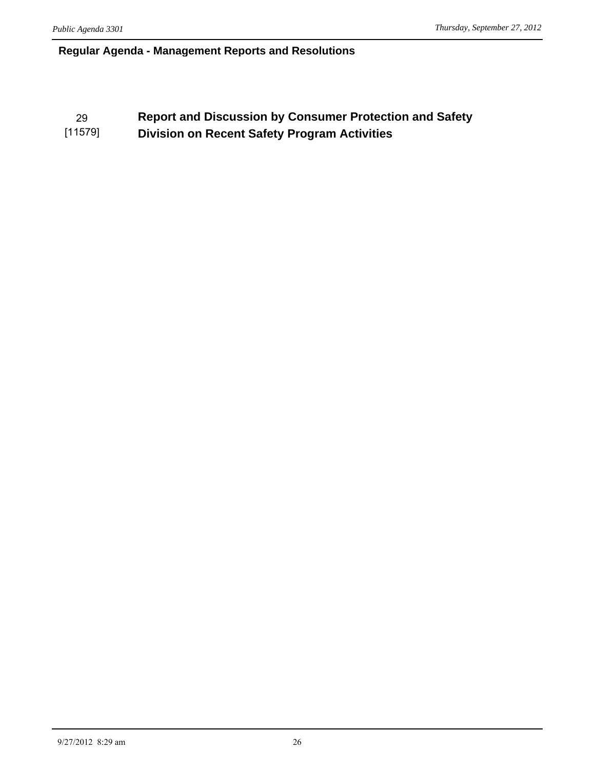## Regular Agenda - Management Reports and Resolutions

29
[11579]

**Report and Discussion by Consumer Protection and Safety Division on Recent Safety Program Activities**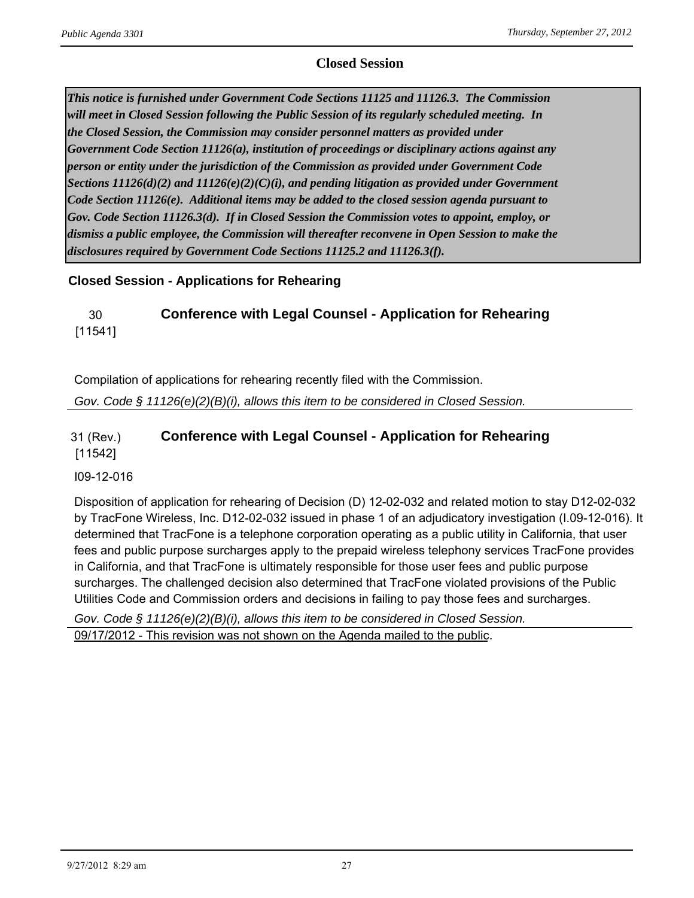# Closed Session

***This notice is furnished under Government Code Sections 11125 and 11126.3. The Commission will meet in Closed Session following the Public Session of its regularly scheduled meeting. In the Closed Session, the Commission may consider personnel matters as provided under Government Code Section 11126(a), institution of proceedings or disciplinary actions against any person or entity under the jurisdiction of the Commission as provided under Government Code Sections 11126(d)(2) and 11126(e)(2)(C)(i), and pending litigation as provided under Government Code Section 11126(e). Additional items may be added to the closed session agenda pursuant to Gov. Code Section 11126.3(d). If in Closed Session the Commission votes to appoint, employ, or dismiss a public employee, the Commission will thereafter reconvene in Open Session to make the disclosures required by Government Code Sections 11125.2 and 11126.3(f).***

## Closed Session - Applications for Rehearing

### 30 [11541] Conference with Legal Counsel - Application for Rehearing

Compilation of applications for rehearing recently filed with the Commission.

*Gov. Code § 11126(e)(2)(B)(i), allows this item to be considered in Closed Session.*

### 31 (Rev.) [11542] Conference with Legal Counsel - Application for Rehearing

I09-12-016

Disposition of application for rehearing of Decision (D) 12-02-032 and related motion to stay D12-02-032 by TracFone Wireless, Inc. D12-02-032 issued in phase 1 of an adjudicatory investigation (I.09-12-016). It determined that TracFone is a telephone corporation operating as a public utility in California, that user fees and public purpose surcharges apply to the prepaid wireless telephony services TracFone provides in California, and that TracFone is ultimately responsible for those user fees and public purpose surcharges. The challenged decision also determined that TracFone violated provisions of the Public Utilities Code and Commission orders and decisions in failing to pay those fees and surcharges.

*Gov. Code § 11126(e)(2)(B)(i), allows this item to be considered in Closed Session.*

09/17/2012 - This revision was not shown on the Agenda mailed to the public.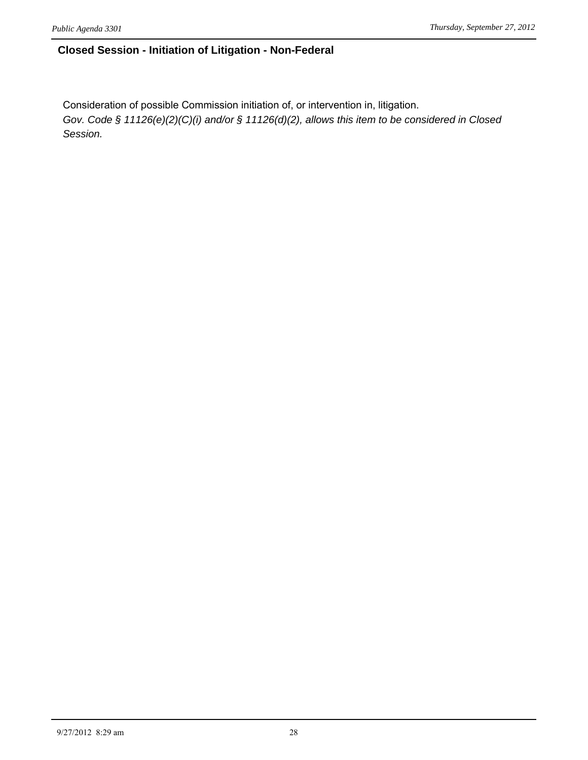## Closed Session - Initiation of Litigation - Non-Federal

Consideration of possible Commission initiation of, or intervention in, litigation.
*Gov. Code § 11126(e)(2)(C)(i) and/or § 11126(d)(2), allows this item to be considered in Closed Session.*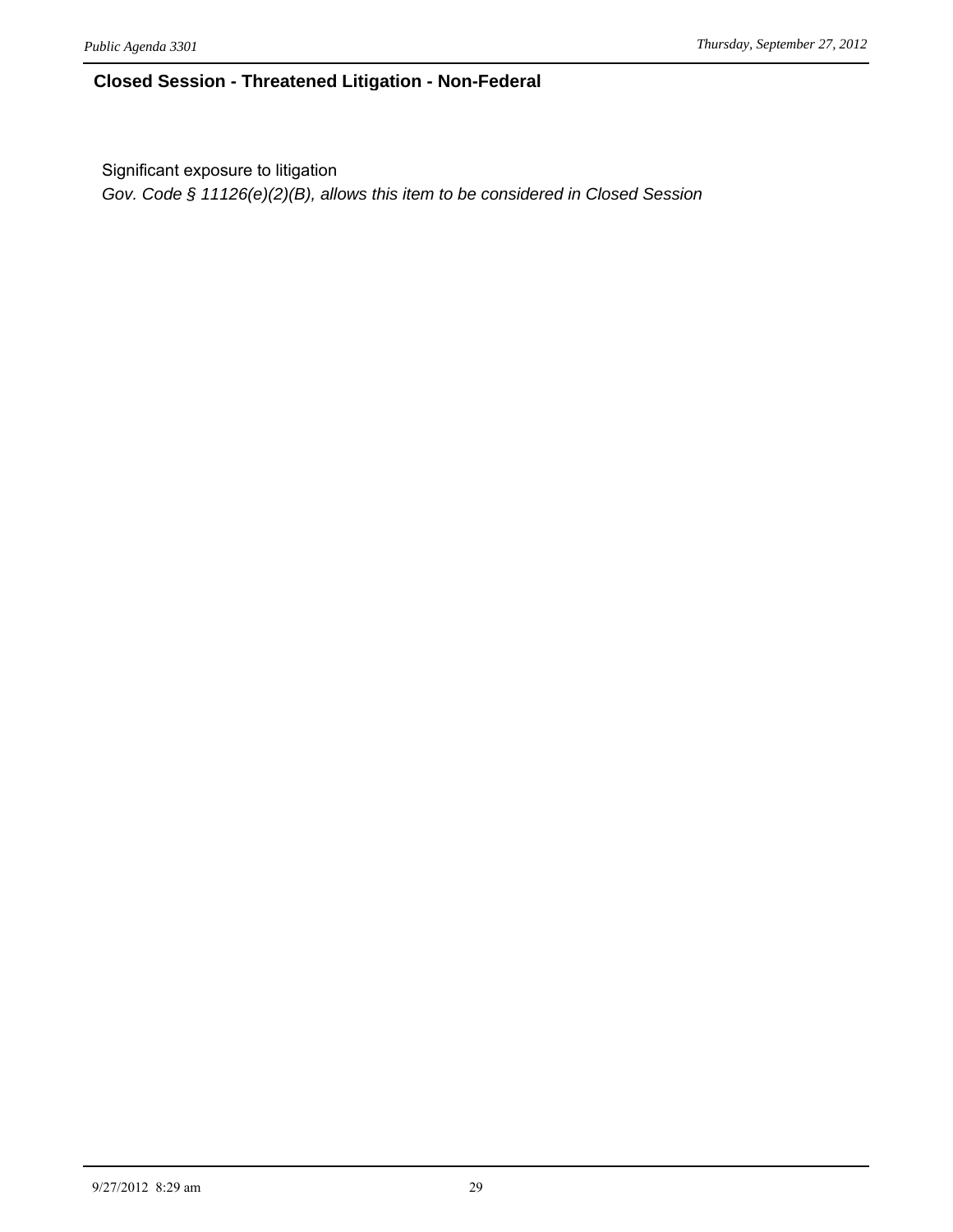## Closed Session - Threatened Litigation - Non-Federal

Significant exposure to litigation

*Gov. Code § 11126(e)(2)(B), allows this item to be considered in Closed Session*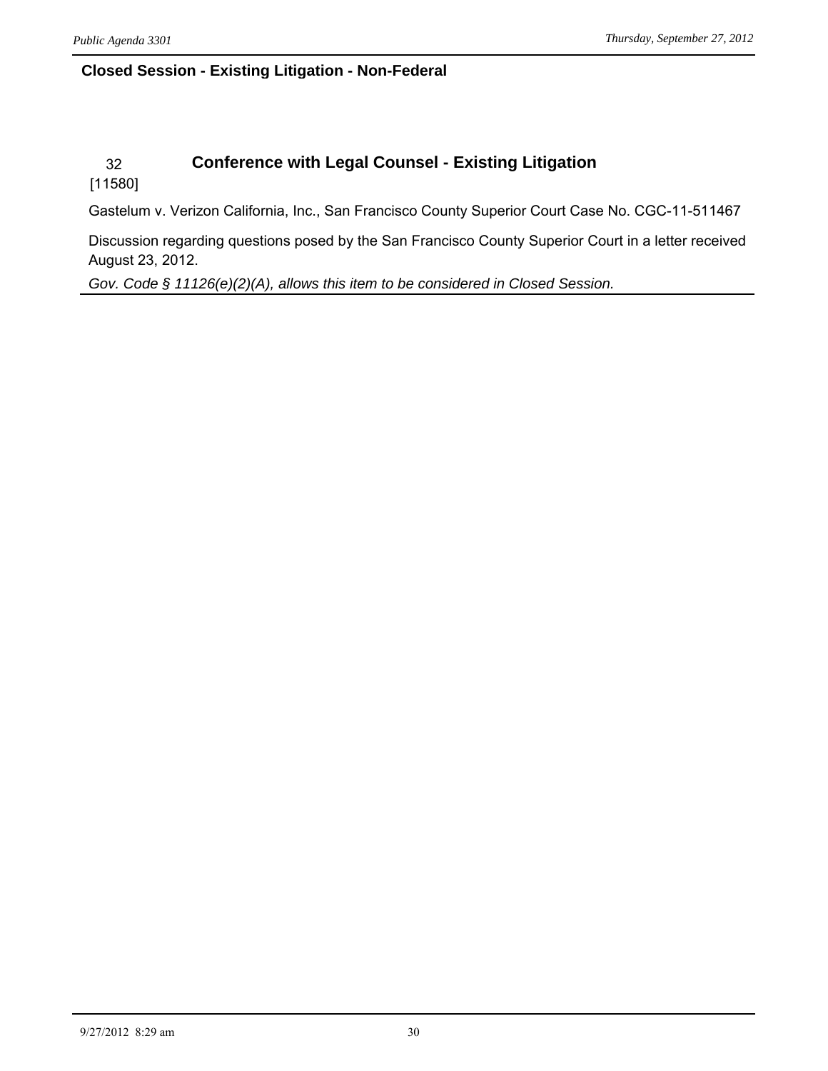## Closed Session - Existing Litigation - Non-Federal

### 32 [11580] Conference with Legal Counsel - Existing Litigation

Gastelum v. Verizon California, Inc., San Francisco County Superior Court Case No. CGC-11-511467

Discussion regarding questions posed by the San Francisco County Superior Court in a letter received August 23, 2012.

*Gov. Code § 11126(e)(2)(A), allows this item to be considered in Closed Session.*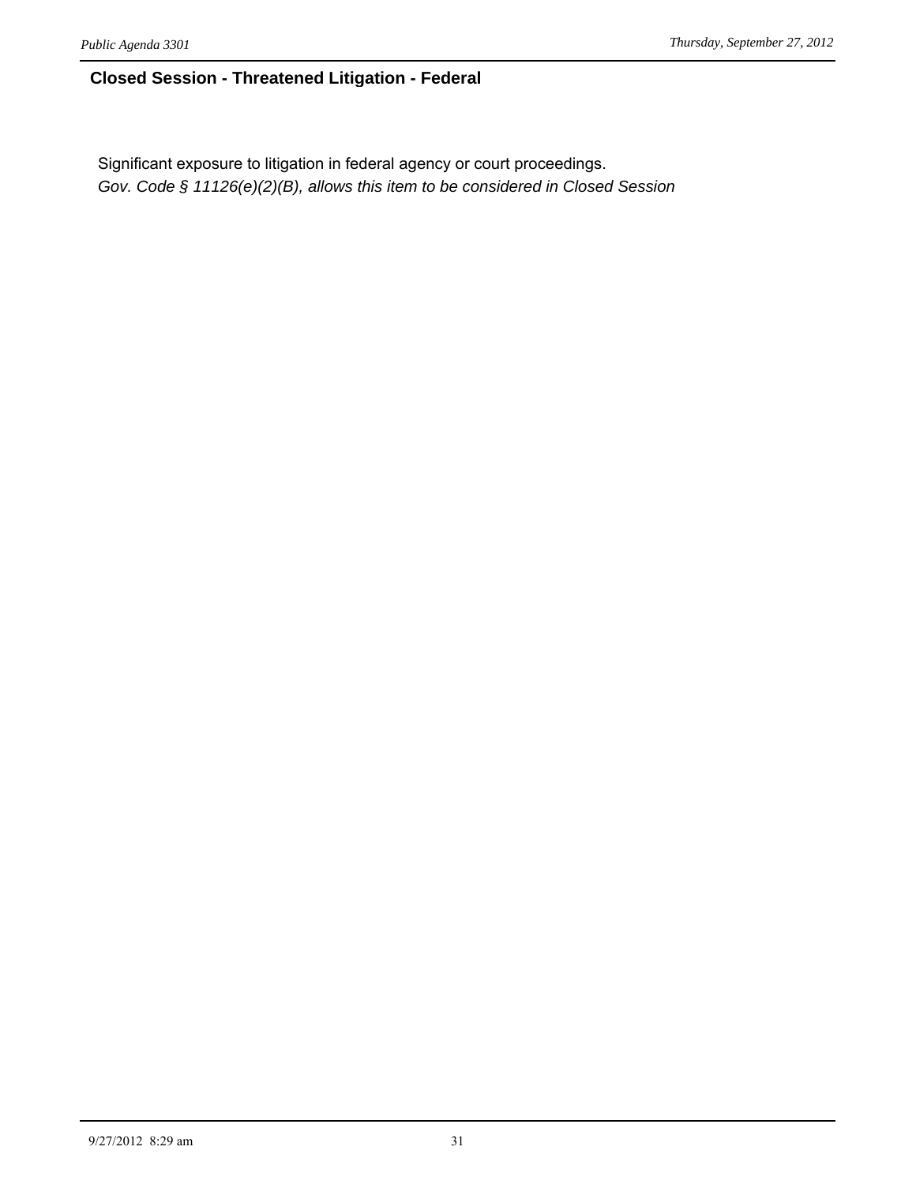## Closed Session - Threatened Litigation - Federal

Significant exposure to litigation in federal agency or court proceedings.

*Gov. Code § 11126(e)(2)(B), allows this item to be considered in Closed Session*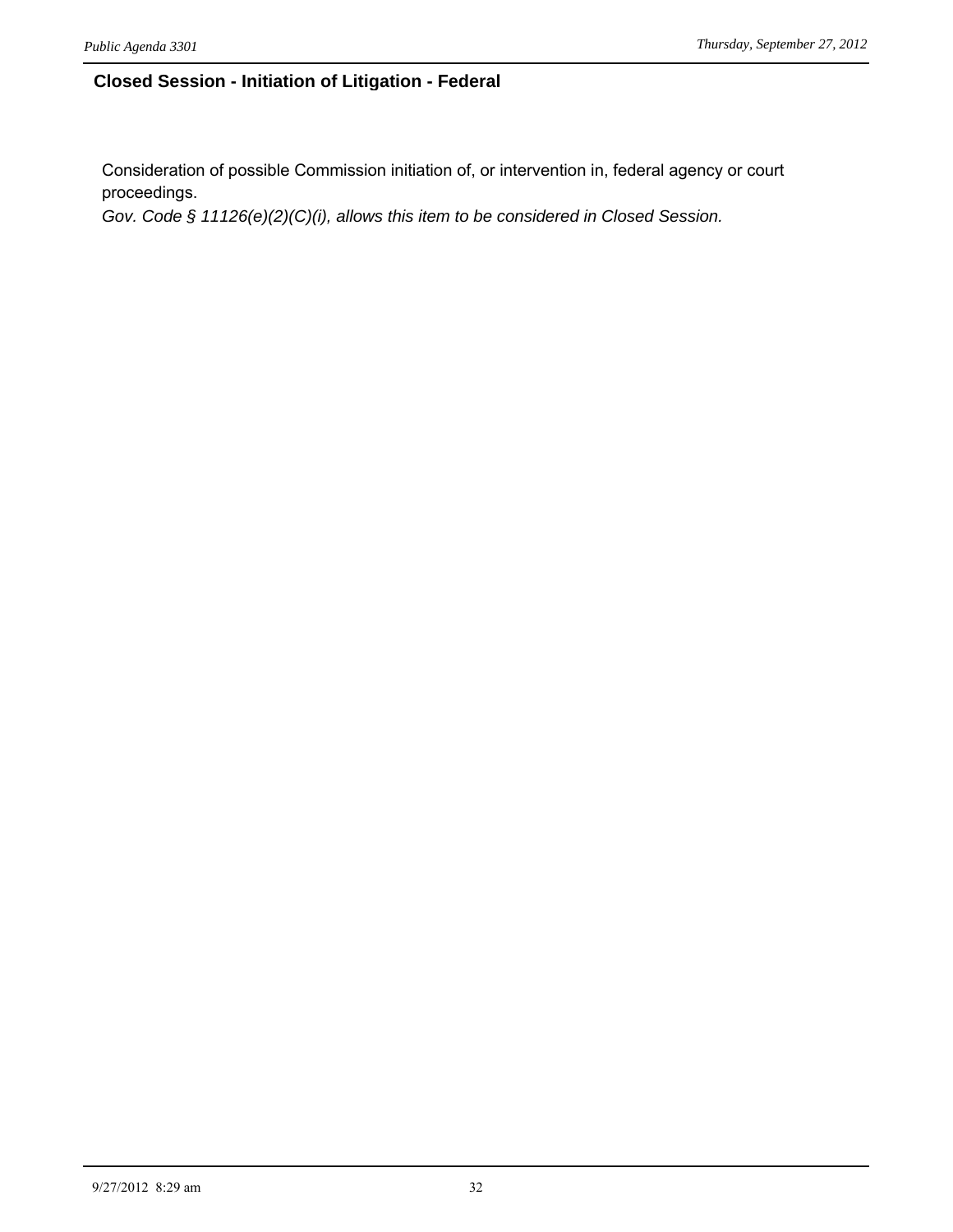## Closed Session - Initiation of Litigation - Federal

Consideration of possible Commission initiation of, or intervention in, federal agency or court proceedings.

*Gov. Code § 11126(e)(2)(C)(i), allows this item to be considered in Closed Session.*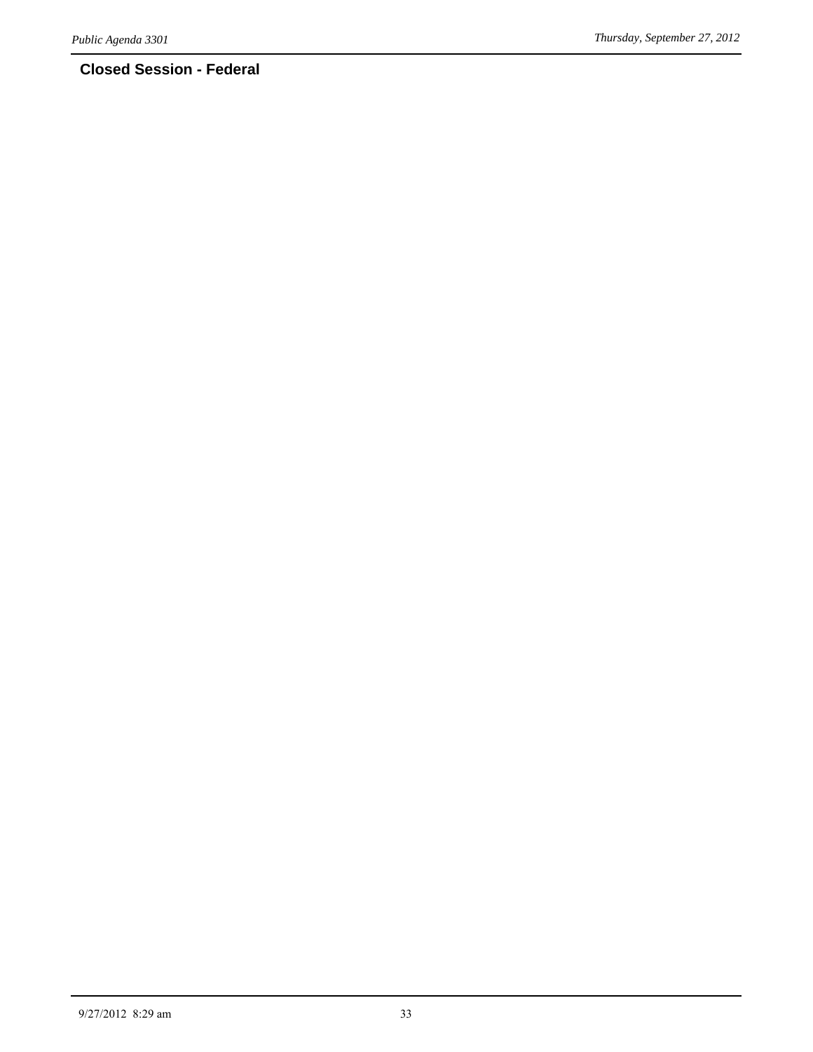## Closed Session - Federal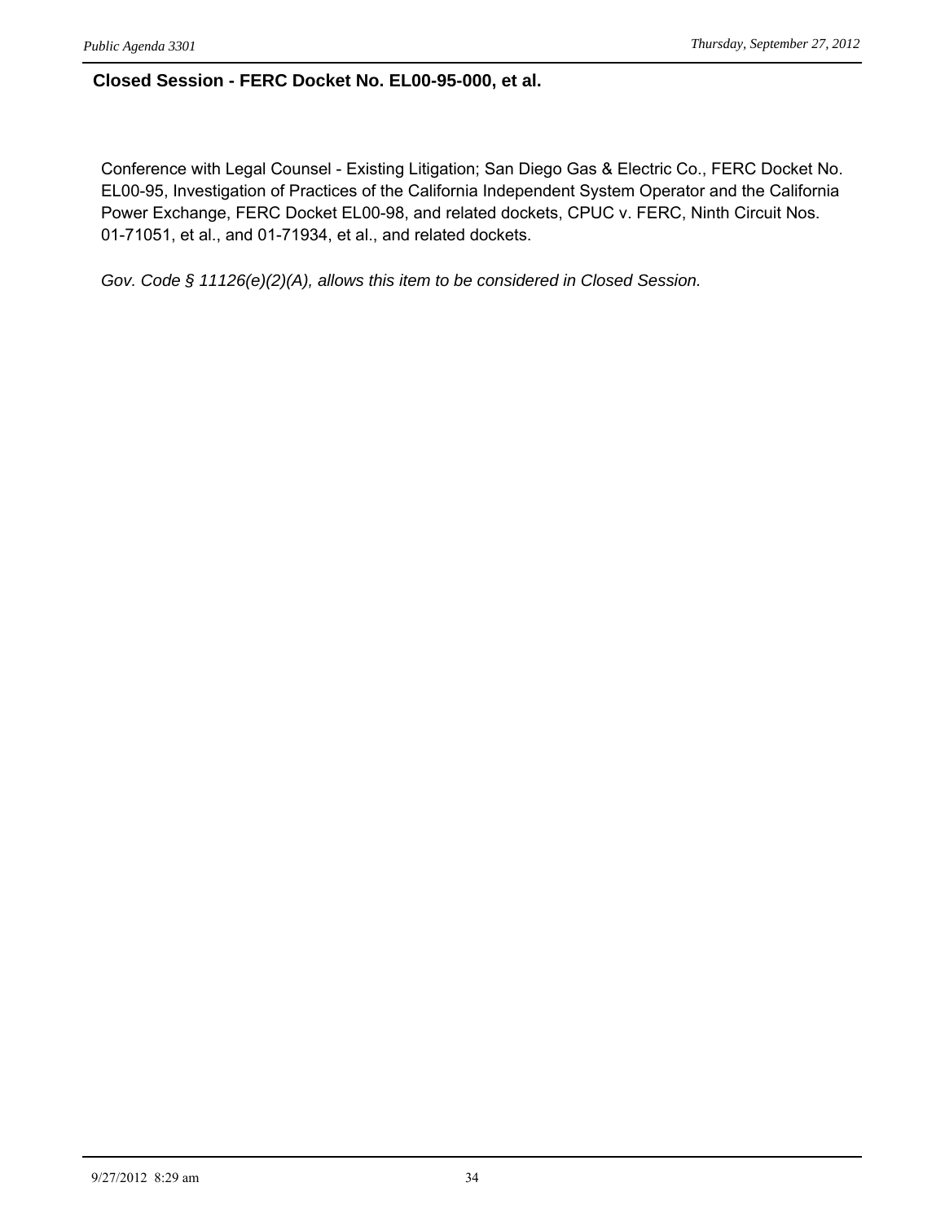## Closed Session - FERC Docket No. EL00-95-000, et al.

Conference with Legal Counsel - Existing Litigation; San Diego Gas & Electric Co., FERC Docket No. EL00-95, Investigation of Practices of the California Independent System Operator and the California Power Exchange, FERC Docket EL00-98, and related dockets, CPUC v. FERC, Ninth Circuit Nos. 01-71051, et al., and 01-71934, et al., and related dockets.

*Gov. Code § 11126(e)(2)(A), allows this item to be considered in Closed Session.*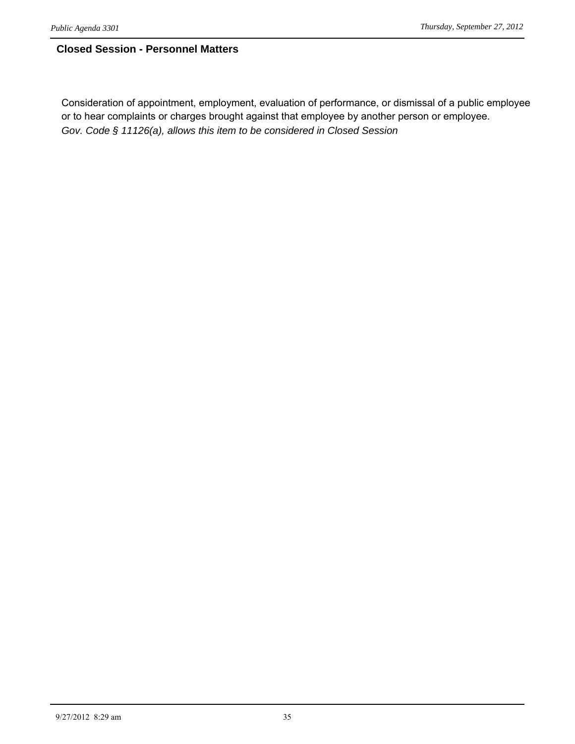## Closed Session - Personnel Matters

Consideration of appointment, employment, evaluation of performance, or dismissal of a public employee or to hear complaints or charges brought against that employee by another person or employee.
*Gov. Code § 11126(a), allows this item to be considered in Closed Session*